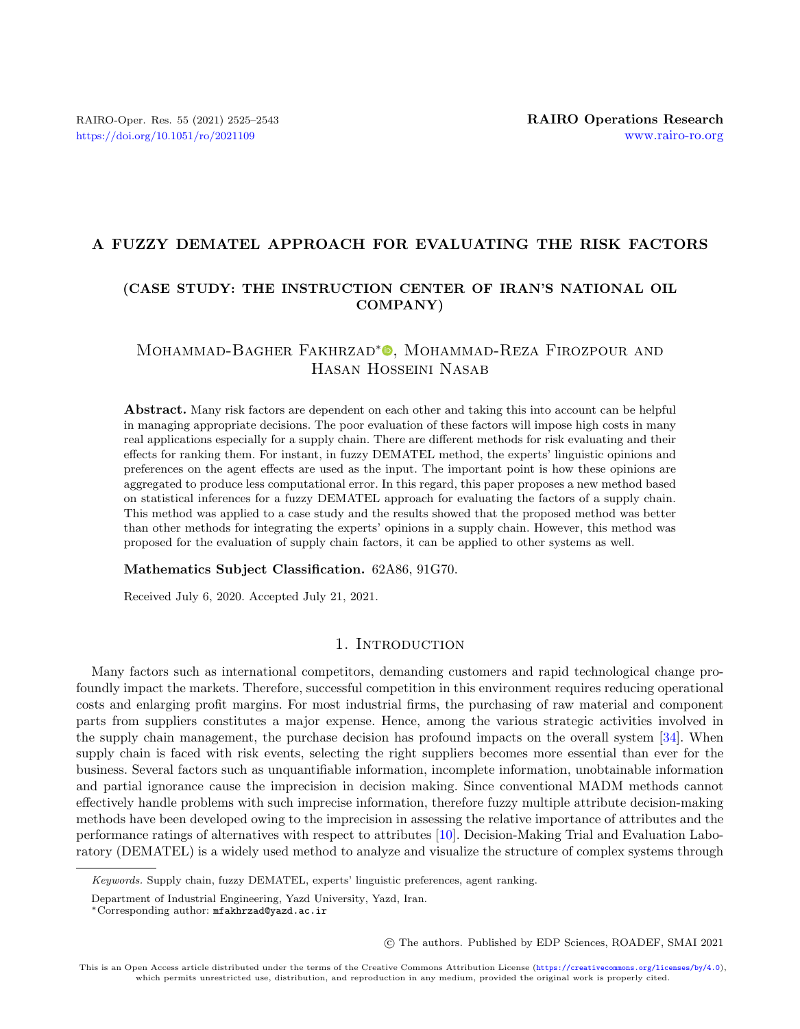# A FUZZY DEMATEL APPROACH FOR EVALUATING THE RISK FACTORS

## (CASE STUDY: THE INSTRUCTION CENTER OF IRAN'S NATIONAL OIL COMPANY)

Mohammad-Bagher Fakhrzad*, Mohammad-Reza Firozpour and Hasan Hosseini Nasab

**Abstract.** Many risk factors are dependent on each other and taking this into account can be helpful in managing appropriate decisions. The poor evaluation of these factors will impose high costs in many real applications especially for a supply chain. There are different methods for risk evaluating and their effects for ranking them. For instant, in fuzzy DEMATEL method, the experts' linguistic opinions and preferences on the agent effects are used as the input. The important point is how these opinions are aggregated to produce less computational error. In this regard, this paper proposes a new method based on statistical inferences for a fuzzy DEMATEL approach for evaluating the factors of a supply chain. This method was applied to a case study and the results showed that the proposed method was better than other methods for integrating the experts' opinions in a supply chain. However, this method was proposed for the evaluation of supply chain factors, it can be applied to other systems as well.

**Mathematics Subject Classification.** 62A86, 91G70.

Received July 6, 2020. Accepted July 21, 2021.

## 1. Introduction

Many factors such as international competitors, demanding customers and rapid technological change profoundly impact the markets. Therefore, successful competition in this environment requires reducing operational costs and enlarging profit margins. For most industrial firms, the purchasing of raw material and component parts from suppliers constitutes a major expense. Hence, among the various strategic activities involved in the supply chain management, the purchase decision has profound impacts on the overall system [34]. When supply chain is faced with risk events, selecting the right suppliers becomes more essential than ever for the business. Several factors such as unquantifiable information, incomplete information, unobtainable information and partial ignorance cause the imprecision in decision making. Since conventional MADM methods cannot effectively handle problems with such imprecise information, therefore fuzzy multiple attribute decision-making methods have been developed owing to the imprecision in assessing the relative importance of attributes and the performance ratings of alternatives with respect to attributes [10]. Decision-Making Trial and Evaluation Laboratory (DEMATEL) is a widely used method to analyze and visualize the structure of complex systems through

*Keywords.* Supply chain, fuzzy DEMATEL, experts' linguistic preferences, agent ranking.

Department of Industrial Engineering, Yazd University, Yazd, Iran.

*Corresponding author: mfakhrzad@yazd.ac.ir

© The authors. Published by EDP Sciences, ROADEF, SMAI 2021

This is an Open Access article distributed under the terms of the Creative Commons Attribution License (https://creativecommons.org/licenses/by/4.0), which permits unrestricted use, distribution, and reproduction in any medium, provided the original work is properly cited.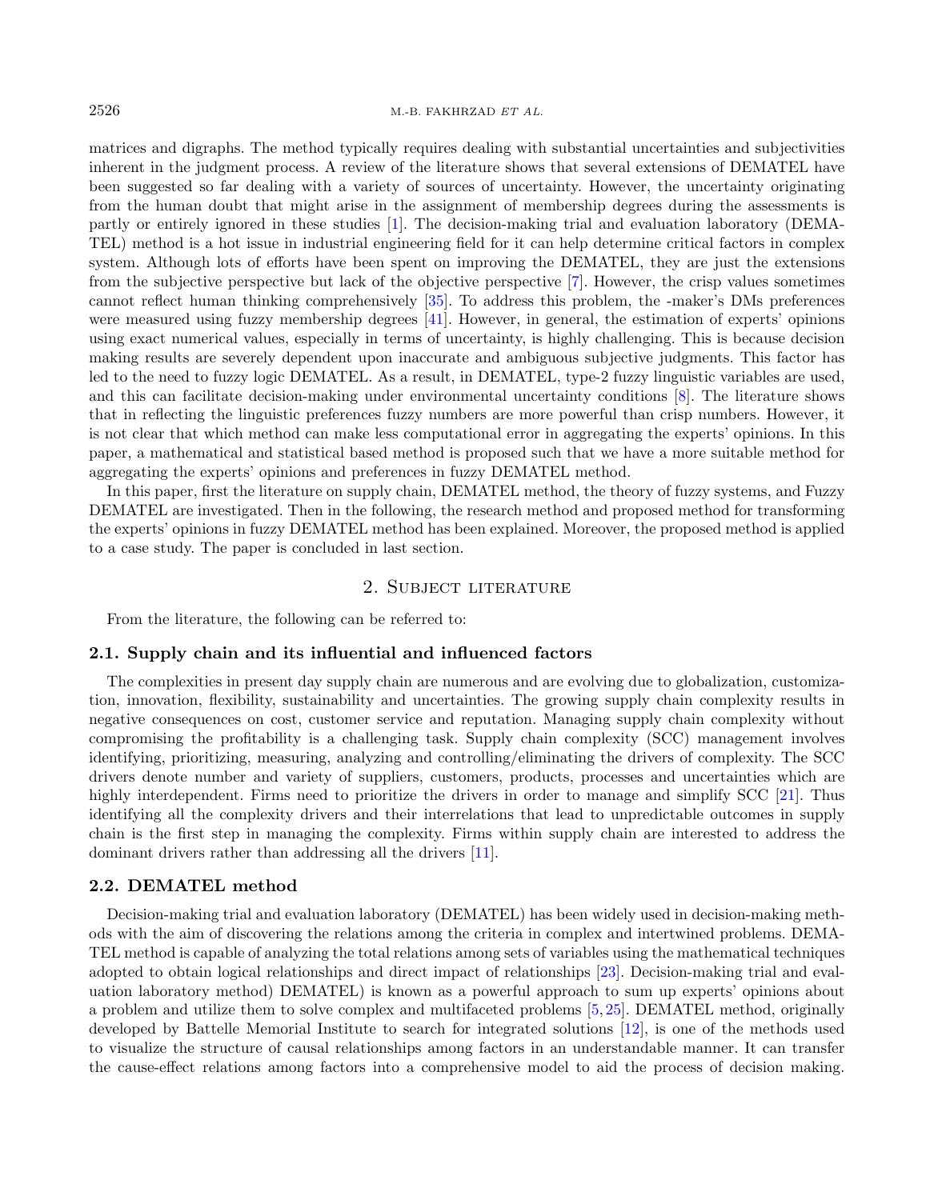matrices and digraphs. The method typically requires dealing with substantial uncertainties and subjectivities inherent in the judgment process. A review of the literature shows that several extensions of DEMATEL have been suggested so far dealing with a variety of sources of uncertainty. However, the uncertainty originating from the human doubt that might arise in the assignment of membership degrees during the assessments is partly or entirely ignored in these studies [1]. The decision-making trial and evaluation laboratory (DEMATEL) method is a hot issue in industrial engineering field for it can help determine critical factors in complex system. Although lots of efforts have been spent on improving the DEMATEL, they are just the extensions from the subjective perspective but lack of the objective perspective [7]. However, the crisp values sometimes cannot reflect human thinking comprehensively [35]. To address this problem, the -maker's DMs preferences were measured using fuzzy membership degrees [41]. However, in general, the estimation of experts' opinions using exact numerical values, especially in terms of uncertainty, is highly challenging. This is because decision making results are severely dependent upon inaccurate and ambiguous subjective judgments. This factor has led to the need to fuzzy logic DEMATEL. As a result, in DEMATEL, type-2 fuzzy linguistic variables are used, and this can facilitate decision-making under environmental uncertainty conditions [8]. The literature shows that in reflecting the linguistic preferences fuzzy numbers are more powerful than crisp numbers. However, it is not clear that which method can make less computational error in aggregating the experts' opinions. In this paper, a mathematical and statistical based method is proposed such that we have a more suitable method for aggregating the experts' opinions and preferences in fuzzy DEMATEL method.

In this paper, first the literature on supply chain, DEMATEL method, the theory of fuzzy systems, and Fuzzy DEMATEL are investigated. Then in the following, the research method and proposed method for transforming the experts' opinions in fuzzy DEMATEL method has been explained. Moreover, the proposed method is applied to a case study. The paper is concluded in last section.

## 2. Subject literature

From the literature, the following can be referred to:

### 2.1. Supply chain and its influential and influenced factors

The complexities in present day supply chain are numerous and are evolving due to globalization, customization, innovation, flexibility, sustainability and uncertainties. The growing supply chain complexity results in negative consequences on cost, customer service and reputation. Managing supply chain complexity without compromising the profitability is a challenging task. Supply chain complexity (SCC) management involves identifying, prioritizing, measuring, analyzing and controlling/eliminating the drivers of complexity. The SCC drivers denote number and variety of suppliers, customers, products, processes and uncertainties which are highly interdependent. Firms need to prioritize the drivers in order to manage and simplify SCC [21]. Thus identifying all the complexity drivers and their interrelations that lead to unpredictable outcomes in supply chain is the first step in managing the complexity. Firms within supply chain are interested to address the dominant drivers rather than addressing all the drivers [11].

### 2.2. DEMATEL method

Decision-making trial and evaluation laboratory (DEMATEL) has been widely used in decision-making methods with the aim of discovering the relations among the criteria in complex and intertwined problems. DEMATEL method is capable of analyzing the total relations among sets of variables using the mathematical techniques adopted to obtain logical relationships and direct impact of relationships [23]. Decision-making trial and evaluation laboratory method) DEMATEL) is known as a powerful approach to sum up experts' opinions about a problem and utilize them to solve complex and multifaceted problems [5, 25]. DEMATEL method, originally developed by Battelle Memorial Institute to search for integrated solutions [12], is one of the methods used to visualize the structure of causal relationships among factors in an understandable manner. It can transfer the cause-effect relations among factors into a comprehensive model to aid the process of decision making.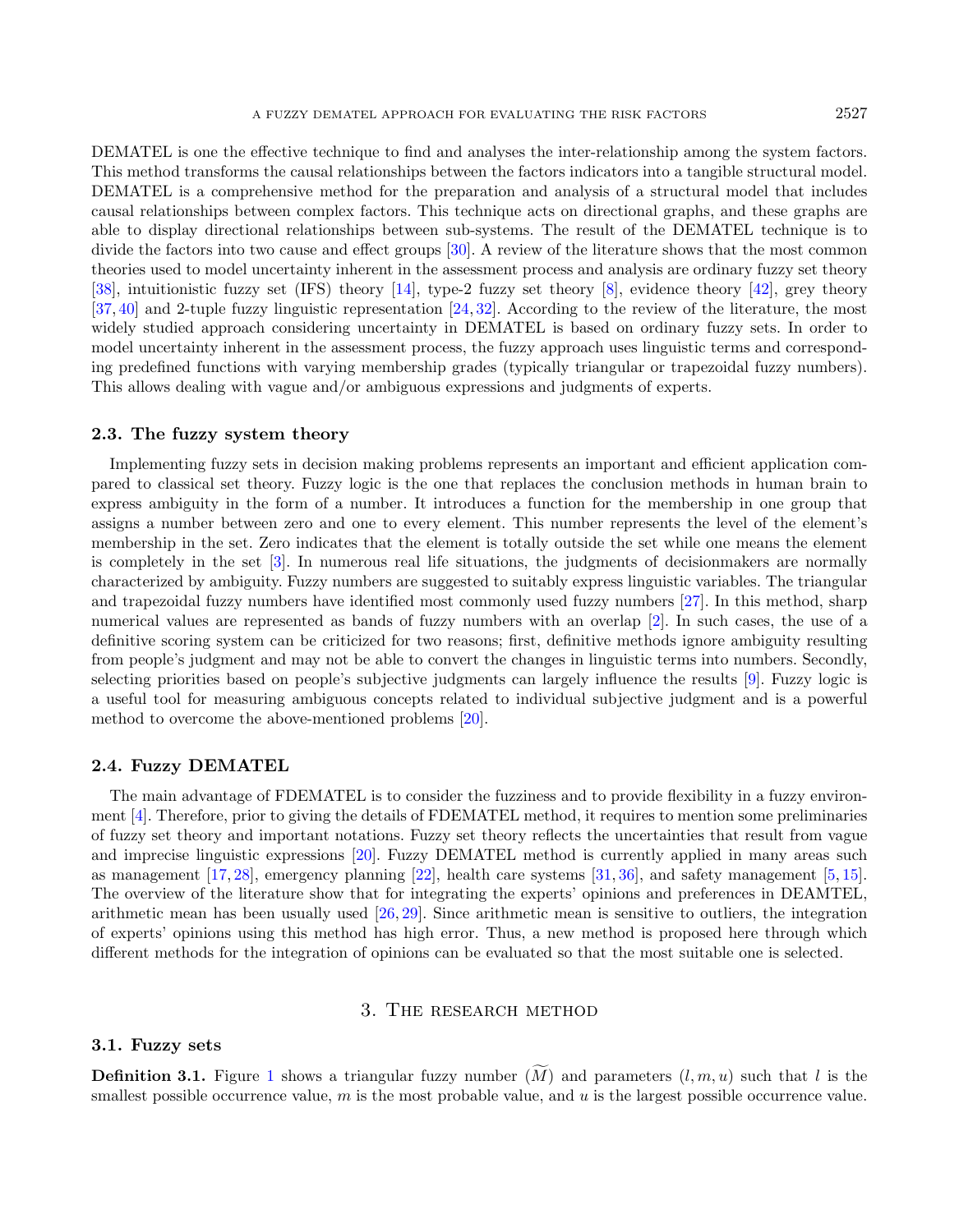DEMATEL is one the effective technique to find and analyses the inter-relationship among the system factors. This method transforms the causal relationships between the factors indicators into a tangible structural model. DEMATEL is a comprehensive method for the preparation and analysis of a structural model that includes causal relationships between complex factors. This technique acts on directional graphs, and these graphs are able to display directional relationships between sub-systems. The result of the DEMATEL technique is to divide the factors into two cause and effect groups [30]. A review of the literature shows that the most common theories used to model uncertainty inherent in the assessment process and analysis are ordinary fuzzy set theory [38], intuitionistic fuzzy set (IFS) theory [14], type-2 fuzzy set theory [8], evidence theory [42], grey theory [37,40] and 2-tuple fuzzy linguistic representation [24,32]. According to the review of the literature, the most widely studied approach considering uncertainty in DEMATEL is based on ordinary fuzzy sets. In order to model uncertainty inherent in the assessment process, the fuzzy approach uses linguistic terms and corresponding predefined functions with varying membership grades (typically triangular or trapezoidal fuzzy numbers). This allows dealing with vague and/or ambiguous expressions and judgments of experts.

### 2.3. The fuzzy system theory

Implementing fuzzy sets in decision making problems represents an important and efficient application compared to classical set theory. Fuzzy logic is the one that replaces the conclusion methods in human brain to express ambiguity in the form of a number. It introduces a function for the membership in one group that assigns a number between zero and one to every element. This number represents the level of the element's membership in the set. Zero indicates that the element is totally outside the set while one means the element is completely in the set [3]. In numerous real life situations, the judgments of decisionmakers are normally characterized by ambiguity. Fuzzy numbers are suggested to suitably express linguistic variables. The triangular and trapezoidal fuzzy numbers have identified most commonly used fuzzy numbers [27]. In this method, sharp numerical values are represented as bands of fuzzy numbers with an overlap [2]. In such cases, the use of a definitive scoring system can be criticized for two reasons; first, definitive methods ignore ambiguity resulting from people's judgment and may not be able to convert the changes in linguistic terms into numbers. Secondly, selecting priorities based on people's subjective judgments can largely influence the results [9]. Fuzzy logic is a useful tool for measuring ambiguous concepts related to individual subjective judgment and is a powerful method to overcome the above-mentioned problems [20].

### 2.4. Fuzzy DEMATEL

The main advantage of FDEMATEL is to consider the fuzziness and to provide flexibility in a fuzzy environment [4]. Therefore, prior to giving the details of FDEMATEL method, it requires to mention some preliminaries of fuzzy set theory and important notations. Fuzzy set theory reflects the uncertainties that result from vague and imprecise linguistic expressions [20]. Fuzzy DEMATEL method is currently applied in many areas such as management [17,28], emergency planning [22], health care systems [31,36], and safety management [5,15]. The overview of the literature show that for integrating the experts' opinions and preferences in DEAMTEL, arithmetic mean has been usually used [26,29]. Since arithmetic mean is sensitive to outliers, the integration of experts' opinions using this method has high error. Thus, a new method is proposed here through which different methods for the integration of opinions can be evaluated so that the most suitable one is selected.

## 3. The research method

### 3.1. Fuzzy sets

**Definition 3.1.** Figure 1 shows a triangular fuzzy number ($\widetilde{M}$) and parameters $(l, m, u)$ such that $l$ is the smallest possible occurrence value, $m$ is the most probable value, and $u$ is the largest possible occurrence value.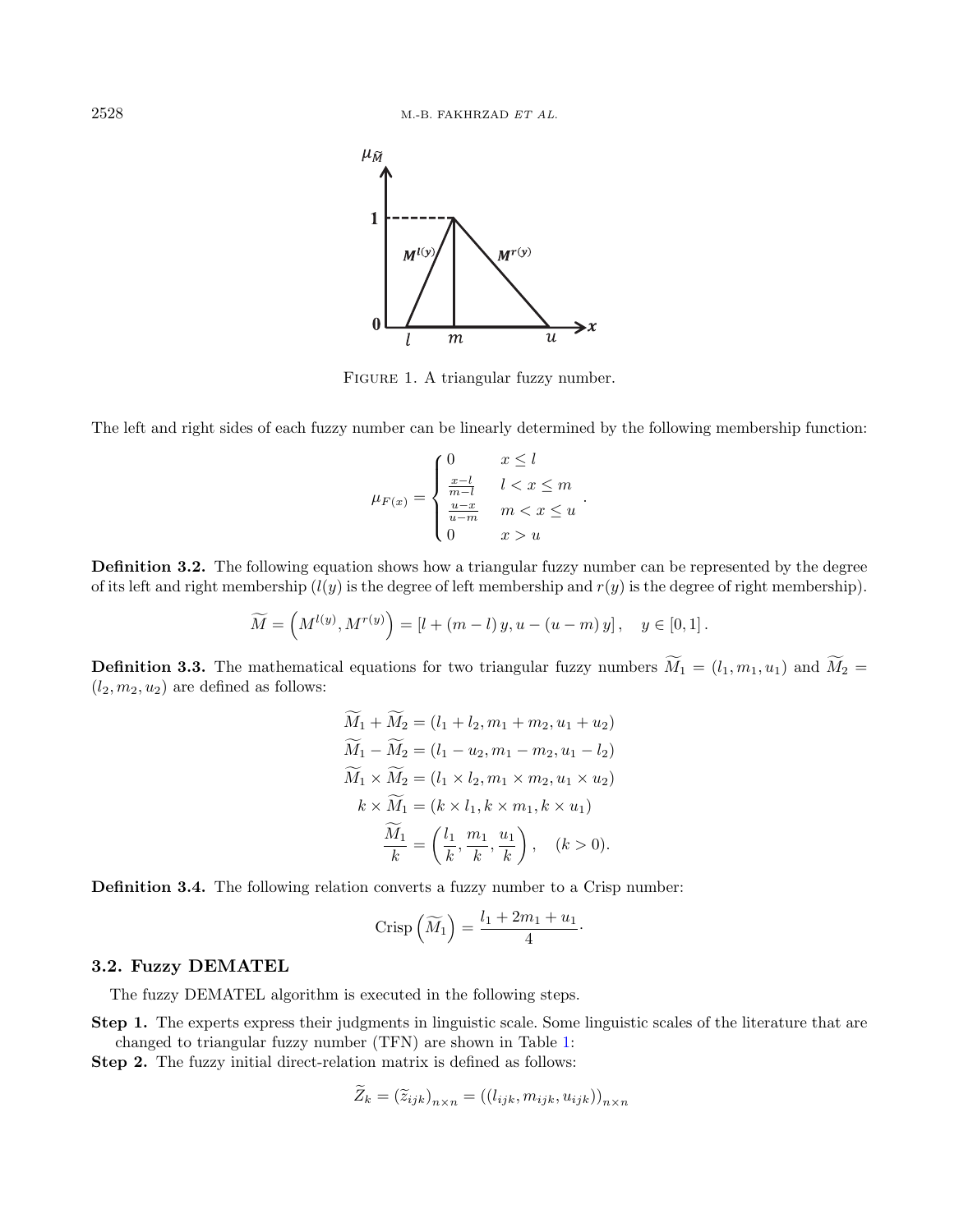FIGURE 1. A triangular fuzzy number.

The left and right sides of each fuzzy number can be linearly determined by the following membership function:

$$\mu_{F(x)} = \begin{cases} 0 & x \leq l \\ \frac{x-l}{m-l} & l < x \leq m \\ \frac{u-x}{u-m} & m < x \leq u \\ 0 & x > u \end{cases}.$$

**Definition 3.2.** The following equation shows how a triangular fuzzy number can be represented by the degree of its left and right membership ($l(y)$ is the degree of left membership and $r(y)$ is the degree of right membership).

$$\widetilde{M} = \left(M^{l(y)}, M^{r(y)}\right) = \left[l + (m-l)\,y, u - (u-m)\,y\right], \quad y \in [0,1].$$

**Definition 3.3.** The mathematical equations for two triangular fuzzy numbers $\widetilde{M}_1 = (l_1, m_1, u_1)$ and $\widetilde{M}_2 = (l_2, m_2, u_2)$ are defined as follows:

$$\begin{aligned}
\widetilde{M}_1 + \widetilde{M}_2 &= (l_1 + l_2, m_1 + m_2, u_1 + u_2) \\
\widetilde{M}_1 - \widetilde{M}_2 &= (l_1 - u_2, m_1 - m_2, u_1 - l_2) \\
\widetilde{M}_1 \times \widetilde{M}_2 &= (l_1 \times l_2, m_1 \times m_2, u_1 \times u_2) \\
k \times \widetilde{M}_1 &= (k \times l_1, k \times m_1, k \times u_1) \\
\frac{\widetilde{M}_1}{k} &= \left(\frac{l_1}{k}, \frac{m_1}{k}, \frac{u_1}{k}\right), \quad (k > 0).
\end{aligned}$$

**Definition 3.4.** The following relation converts a fuzzy number to a Crisp number:

$$\text{Crisp}\left(\widetilde{M}_1\right) = \frac{l_1 + 2m_1 + u_1}{4}.$$

### 3.2. Fuzzy DEMATEL

The fuzzy DEMATEL algorithm is executed in the following steps.

**Step 1.** The experts express their judgments in linguistic scale. Some linguistic scales of the literature that are changed to triangular fuzzy number (TFN) are shown in Table 1:

**Step 2.** The fuzzy initial direct-relation matrix is defined as follows:

$$\widetilde{Z}_k = \left(\widetilde{z}_{ijk}\right)_{n \times n} = \left((l_{ijk}, m_{ijk}, u_{ijk})\right)_{n \times n}$$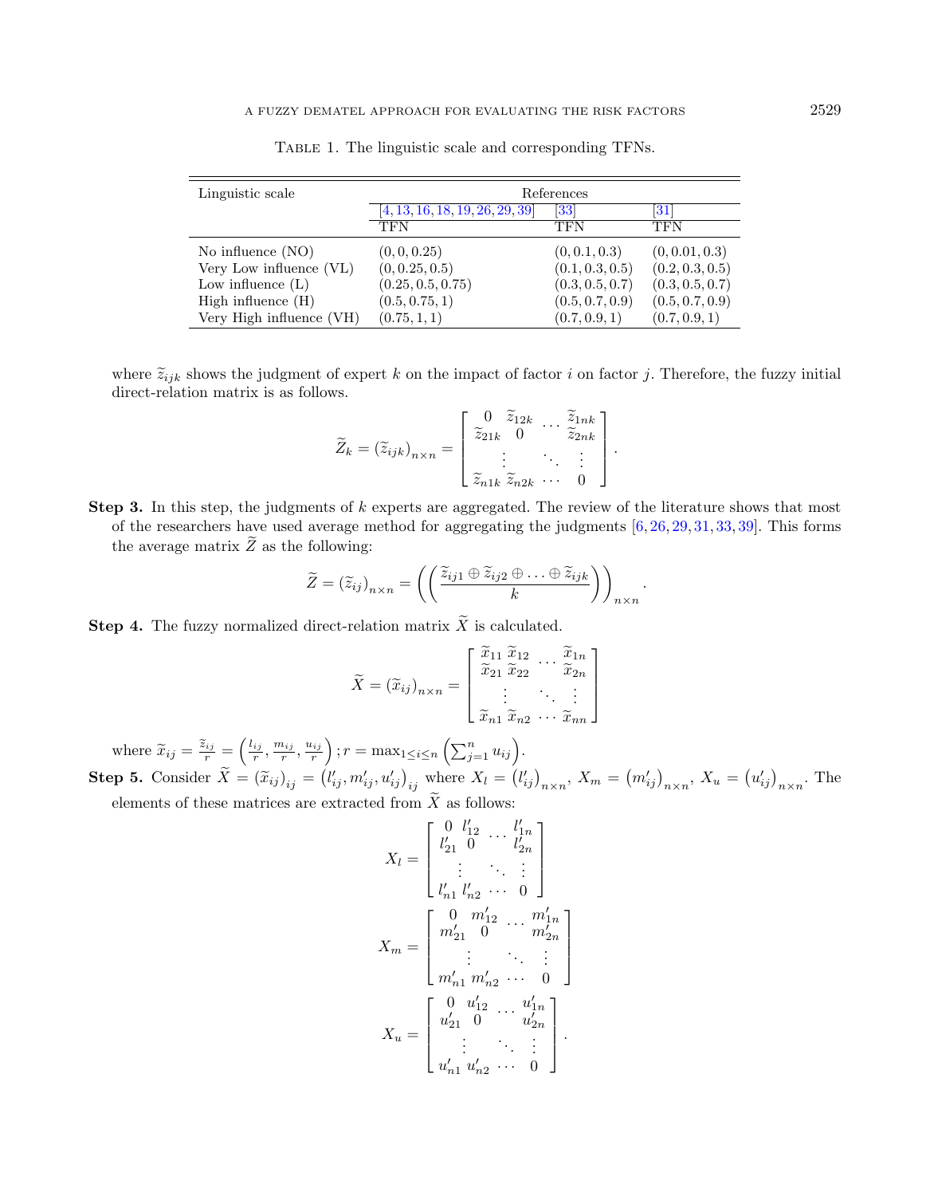Table 1. The linguistic scale and corresponding TFNs.

| Linguistic scale | References | | |
|---|---|---|---|
| | [4, 13, 16, 18, 19, 26, 29, 39] | [33] | [31] |
| | TFN | TFN | TFN |
| No influence (NO) | $(0, 0, 0.25)$ | $(0, 0.1, 0.3)$ | $(0, 0.01, 0.3)$ |
| Very Low influence (VL) | $(0, 0.25, 0.5)$ | $(0.1, 0.3, 0.5)$ | $(0.2, 0.3, 0.5)$ |
| Low influence (L) | $(0.25, 0.5, 0.75)$ | $(0.3, 0.5, 0.7)$ | $(0.3, 0.5, 0.7)$ |
| High influence (H) | $(0.5, 0.75, 1)$ | $(0.5, 0.7, 0.9)$ | $(0.5, 0.7, 0.9)$ |
| Very High influence (VH) | $(0.75, 1, 1)$ | $(0.7, 0.9, 1)$ | $(0.7, 0.9, 1)$ |

where $\widetilde{z}_{ijk}$ shows the judgment of expert $k$ on the impact of factor $i$ on factor $j$. Therefore, the fuzzy initial direct-relation matrix is as follows.

$$\widetilde{Z}_k = \left(\widetilde{z}_{ijk}\right)_{n\times n} = \begin{bmatrix} 0 & \widetilde{z}_{12k} & \cdots & \widetilde{z}_{1nk} \\ \widetilde{z}_{21k} & 0 & & \widetilde{z}_{2nk} \\ \vdots & & \ddots & \vdots \\ \widetilde{z}_{n1k} & \widetilde{z}_{n2k} & \cdots & 0 \end{bmatrix}.$$

**Step 3.** In this step, the judgments of $k$ experts are aggregated. The review of the literature shows that most of the researchers have used average method for aggregating the judgments [6, 26, 29, 31, 33, 39]. This forms the average matrix $\widetilde{Z}$ as the following:

$$\widetilde{Z} = \left(\widetilde{z}_{ij}\right)_{n\times n} = \left(\left(\frac{\widetilde{z}_{ij1} \oplus \widetilde{z}_{ij2} \oplus \ldots \oplus \widetilde{z}_{ijk}}{k}\right)\right)_{n\times n}.$$

**Step 4.** The fuzzy normalized direct-relation matrix $\widetilde{X}$ is calculated.

$$\widetilde{X} = \left(\widetilde{x}_{ij}\right)_{n\times n} = \begin{bmatrix} \widetilde{x}_{11} & \widetilde{x}_{12} & \cdots & \widetilde{x}_{1n} \\ \widetilde{x}_{21} & \widetilde{x}_{22} & & \widetilde{x}_{2n} \\ \vdots & & \ddots & \vdots \\ \widetilde{x}_{n1} & \widetilde{x}_{n2} & \cdots & \widetilde{x}_{nn} \end{bmatrix}$$

where $\widetilde{x}_{ij} = \frac{\widetilde{z}_{ij}}{r} = \left(\frac{l_{ij}}{r}, \frac{m_{ij}}{r}, \frac{u_{ij}}{r}\right); r = \max_{1\leq i\leq n}\left(\sum_{j=1}^{n} u_{ij}\right)$.

**Step 5.** Consider $\widetilde{X} = \left(\widetilde{x}_{ij}\right)_{ij} = \left(l'_{ij}, m'_{ij}, u'_{ij}\right)_{ij}$ where $X_l = \left(l'_{ij}\right)_{n\times n}$, $X_m = \left(m'_{ij}\right)_{n\times n}$, $X_u = \left(u'_{ij}\right)_{n\times n}$. The elements of these matrices are extracted from $\widetilde{X}$ as follows:

$$X_l = \begin{bmatrix} 0 & l'_{12} & \cdots & l'_{1n} \\ l'_{21} & 0 & & l'_{2n} \\ \vdots & & \ddots & \vdots \\ l'_{n1} & l'_{n2} & \cdots & 0 \end{bmatrix}$$

$$X_m = \begin{bmatrix} 0 & m'_{12} & \cdots & m'_{1n} \\ m'_{21} & 0 & & m'_{2n} \\ \vdots & & \ddots & \vdots \\ m'_{n1} & m'_{n2} & \cdots & 0 \end{bmatrix}$$

$$X_u = \begin{bmatrix} 0 & u'_{12} & \cdots & u'_{1n} \\ u'_{21} & 0 & & u'_{2n} \\ \vdots & & \ddots & \vdots \\ u'_{n1} & u'_{n2} & \cdots & 0 \end{bmatrix}.$$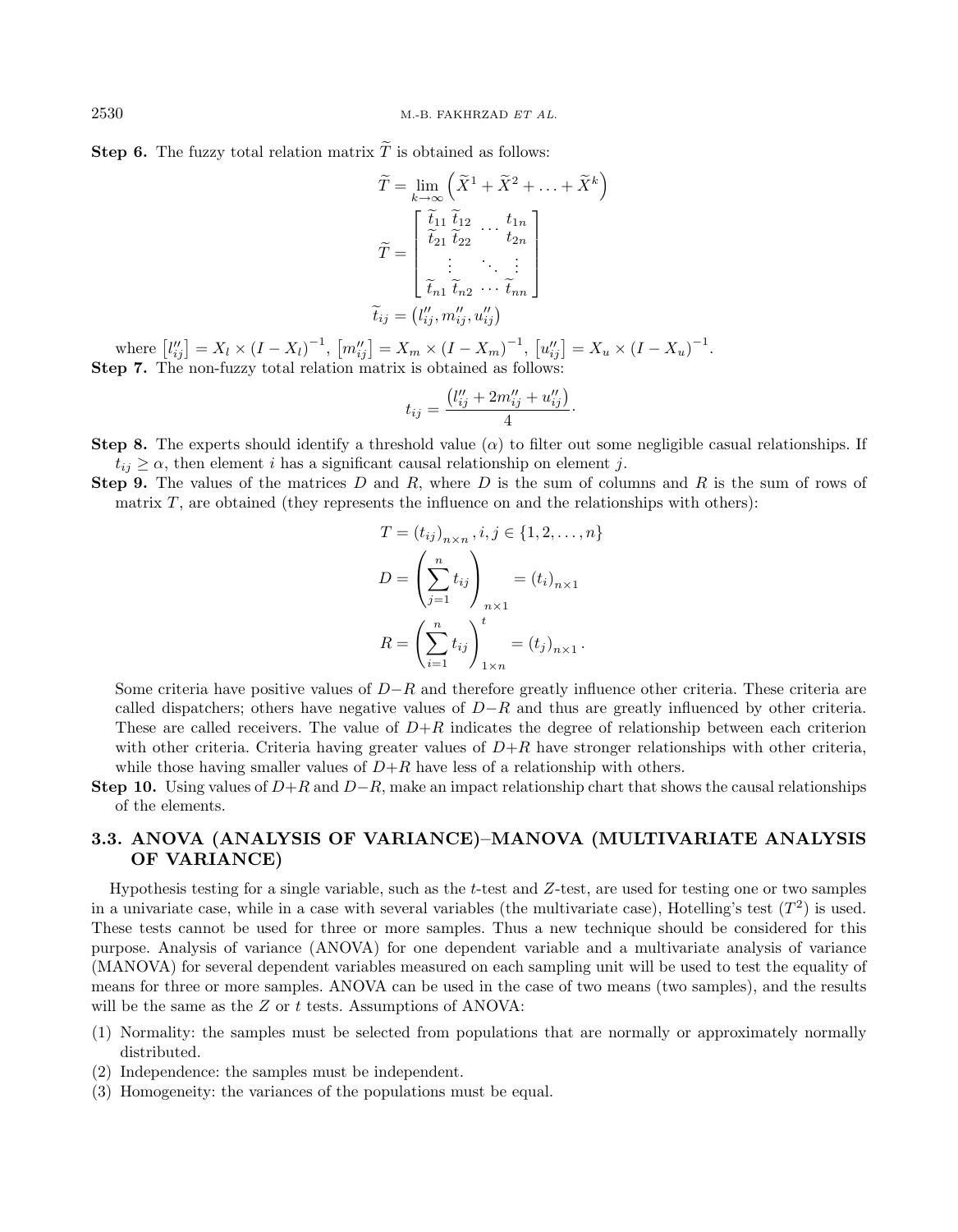**Step 6.** The fuzzy total relation matrix $\widetilde{T}$ is obtained as follows:

$$\widetilde{T} = \lim_{k \to \infty} \left( \widetilde{X}^1 + \widetilde{X}^2 + \ldots + \widetilde{X}^k \right)$$

$$\widetilde{T} = \begin{bmatrix} \widetilde{t}_{11} \, \widetilde{t}_{12} & \cdots & t_{1n} \\ \widetilde{t}_{21} \, \widetilde{t}_{22} & & t_{2n} \\ \vdots & \ddots & \vdots \\ \widetilde{t}_{n1} \, \widetilde{t}_{n2} & \cdots & \widetilde{t}_{nn} \end{bmatrix}$$

$$\widetilde{t}_{ij} = \left( l''_{ij}, m''_{ij}, u''_{ij} \right)$$

where $\left[ l''_{ij} \right] = X_l \times (I - X_l)^{-1}$, $\left[ m''_{ij} \right] = X_m \times (I - X_m)^{-1}$, $\left[ u''_{ij} \right] = X_u \times (I - X_u)^{-1}$.

**Step 7.** The non-fuzzy total relation matrix is obtained as follows:

$$t_{ij} = \frac{\left( l''_{ij} + 2m''_{ij} + u''_{ij} \right)}{4}.$$

**Step 8.** The experts should identify a threshold value ($\alpha$) to filter out some negligible casual relationships. If $t_{ij} \geq \alpha$, then element $i$ has a significant causal relationship on element $j$.

**Step 9.** The values of the matrices $D$ and $R$, where $D$ is the sum of columns and $R$ is the sum of rows of matrix $T$, are obtained (they represents the influence on and the relationships with others):

$$T = (t_{ij})_{n \times n}, i, j \in \{1, 2, \ldots, n\}$$

$$D = \left( \sum_{j=1}^{n} t_{ij} \right)_{n \times 1} = (t_i)_{n \times 1}$$

$$R = \left( \sum_{i=1}^{n} t_{ij} \right)^{t}_{1 \times n} = (t_j)_{n \times 1}.$$

Some criteria have positive values of $D-R$ and therefore greatly influence other criteria. These criteria are called dispatchers; others have negative values of $D-R$ and thus are greatly influenced by other criteria. These are called receivers. The value of $D+R$ indicates the degree of relationship between each criterion with other criteria. Criteria having greater values of $D+R$ have stronger relationships with other criteria, while those having smaller values of $D+R$ have less of a relationship with others.

**Step 10.** Using values of $D+R$ and $D-R$, make an impact relationship chart that shows the causal relationships of the elements.

### 3.3. ANOVA (ANALYSIS OF VARIANCE)–MANOVA (MULTIVARIATE ANALYSIS OF VARIANCE)

Hypothesis testing for a single variable, such as the $t$-test and $Z$-test, are used for testing one or two samples in a univariate case, while in a case with several variables (the multivariate case), Hotelling's test ($T^2$) is used. These tests cannot be used for three or more samples. Thus a new technique should be considered for this purpose. Analysis of variance (ANOVA) for one dependent variable and a multivariate analysis of variance (MANOVA) for several dependent variables measured on each sampling unit will be used to test the equality of means for three or more samples. ANOVA can be used in the case of two means (two samples), and the results will be the same as the $Z$ or $t$ tests. Assumptions of ANOVA:

(1) Normality: the samples must be selected from populations that are normally or approximately normally distributed.
(2) Independence: the samples must be independent.
(3) Homogeneity: the variances of the populations must be equal.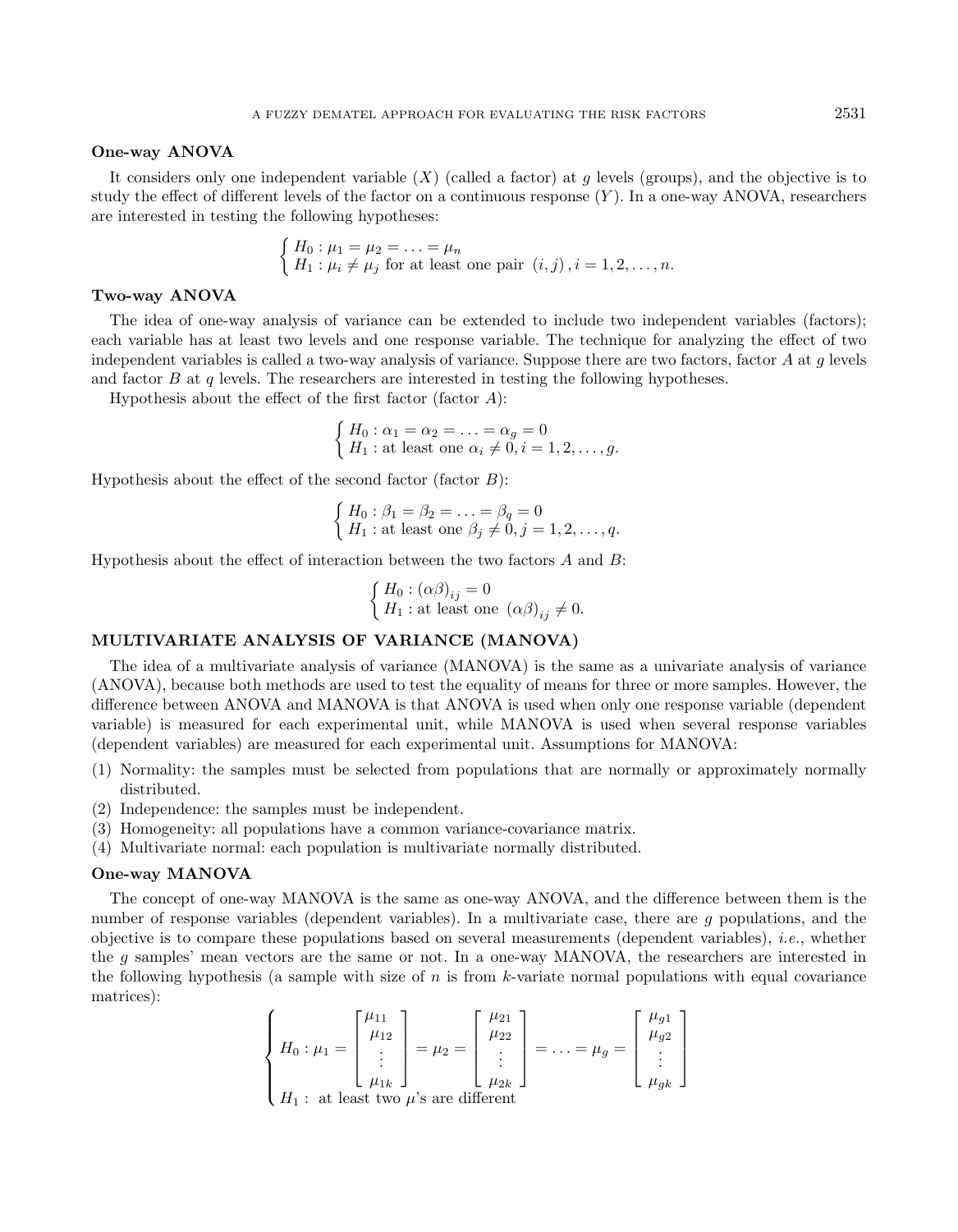### One-way ANOVA

It considers only one independent variable ($X$) (called a factor) at $g$ levels (groups), and the objective is to study the effect of different levels of the factor on a continuous response ($Y$). In a one-way ANOVA, researchers are interested in testing the following hypotheses:

$$\begin{cases} H_0 : \mu_1 = \mu_2 = \ldots = \mu_n \\ H_1 : \mu_i \neq \mu_j \text{ for at least one pair } (i, j), i = 1, 2, \ldots, n. \end{cases}$$

### Two-way ANOVA

The idea of one-way analysis of variance can be extended to include two independent variables (factors); each variable has at least two levels and one response variable. The technique for analyzing the effect of two independent variables is called a two-way analysis of variance. Suppose there are two factors, factor $A$ at $g$ levels and factor $B$ at $q$ levels. The researchers are interested in testing the following hypotheses.

Hypothesis about the effect of the first factor (factor $A$):

$$\begin{cases} H_0 : \alpha_1 = \alpha_2 = \ldots = \alpha_g = 0 \\ H_1 : \text{at least one } \alpha_i \neq 0, i = 1, 2, \ldots, g. \end{cases}$$

Hypothesis about the effect of the second factor (factor $B$):

$$\begin{cases} H_0 : \beta_1 = \beta_2 = \ldots = \beta_q = 0 \\ H_1 : \text{at least one } \beta_j \neq 0, j = 1, 2, \ldots, q. \end{cases}$$

Hypothesis about the effect of interaction between the two factors $A$ and $B$:

$$\begin{cases} H_0 : (\alpha\beta)_{ij} = 0 \\ H_1 : \text{at least one } (\alpha\beta)_{ij} \neq 0. \end{cases}$$

## MULTIVARIATE ANALYSIS OF VARIANCE (MANOVA)

The idea of a multivariate analysis of variance (MANOVA) is the same as a univariate analysis of variance (ANOVA), because both methods are used to test the equality of means for three or more samples. However, the difference between ANOVA and MANOVA is that ANOVA is used when only one response variable (dependent variable) is measured for each experimental unit, while MANOVA is used when several response variables (dependent variables) are measured for each experimental unit. Assumptions for MANOVA:

(1) Normality: the samples must be selected from populations that are normally or approximately normally distributed.
(2) Independence: the samples must be independent.
(3) Homogeneity: all populations have a common variance-covariance matrix.
(4) Multivariate normal: each population is multivariate normally distributed.

### One-way MANOVA

The concept of one-way MANOVA is the same as one-way ANOVA, and the difference between them is the number of response variables (dependent variables). In a multivariate case, there are $g$ populations, and the objective is to compare these populations based on several measurements (dependent variables), *i.e.*, whether the $g$ samples' mean vectors are the same or not. In a one-way MANOVA, the researchers are interested in the following hypothesis (a sample with size of $n$ is from $k$-variate normal populations with equal covariance matrices):

$$\begin{cases} H_0 : \mu_1 = \begin{bmatrix} \mu_{11} \\ \mu_{12} \\ \vdots \\ \mu_{1k} \end{bmatrix} = \mu_2 = \begin{bmatrix} \mu_{21} \\ \mu_{22} \\ \vdots \\ \mu_{2k} \end{bmatrix} = \ldots = \mu_g = \begin{bmatrix} \mu_{g1} \\ \mu_{g2} \\ \vdots \\ \mu_{gk} \end{bmatrix} \\ H_1 : \text{ at least two } \mu\text{'s are different} \end{cases}$$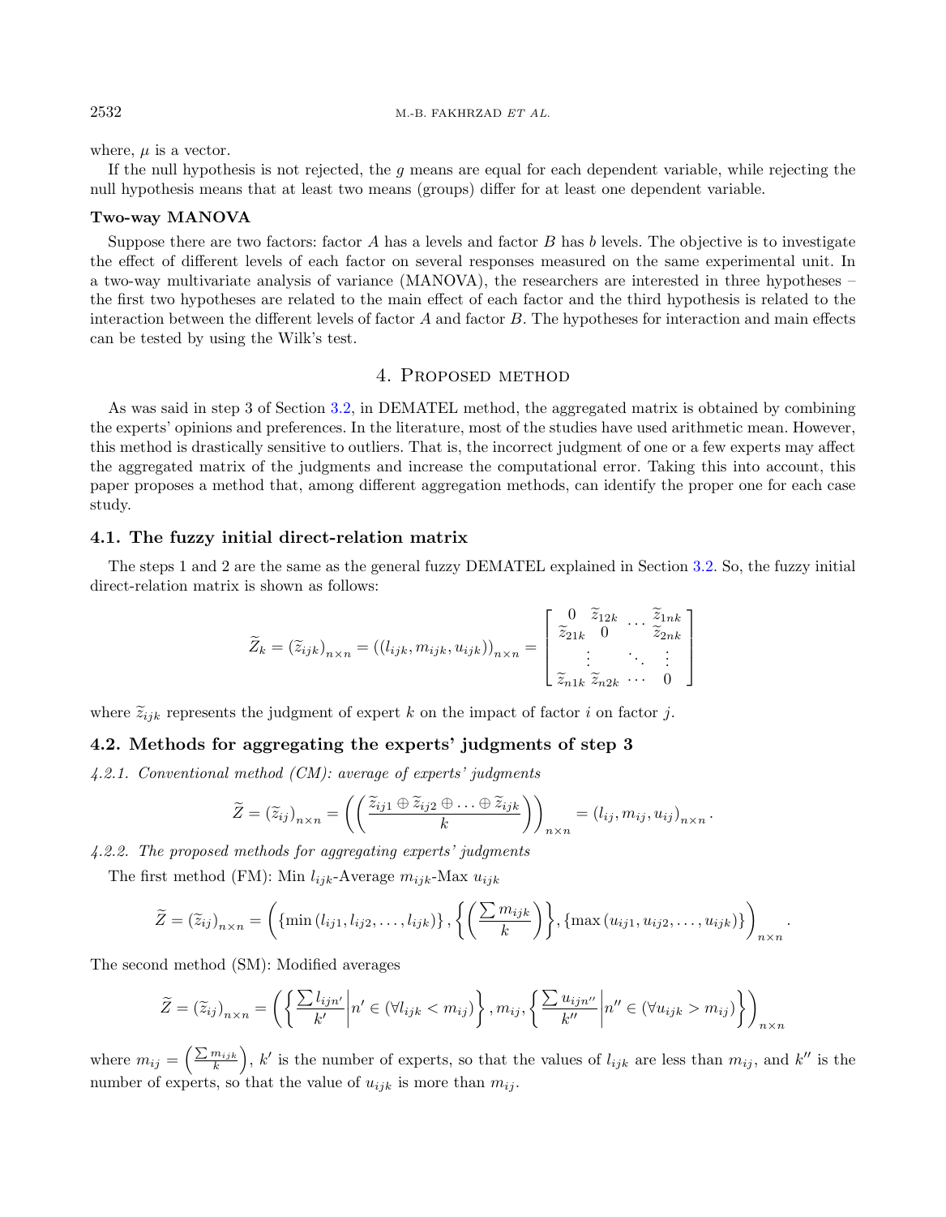where, $\mu$ is a vector.

If the null hypothesis is not rejected, the $g$ means are equal for each dependent variable, while rejecting the null hypothesis means that at least two means (groups) differ for at least one dependent variable.

**Two-way MANOVA**

Suppose there are two factors: factor $A$ has $a$ levels and factor $B$ has $b$ levels. The objective is to investigate the effect of different levels of each factor on several responses measured on the same experimental unit. In a two-way multivariate analysis of variance (MANOVA), the researchers are interested in three hypotheses – the first two hypotheses are related to the main effect of each factor and the third hypothesis is related to the interaction between the different levels of factor $A$ and factor $B$. The hypotheses for interaction and main effects can be tested by using the Wilk's test.

## 4. Proposed method

As was said in step 3 of Section 3.2, in DEMATEL method, the aggregated matrix is obtained by combining the experts' opinions and preferences. In the literature, most of the studies have used arithmetic mean. However, this method is drastically sensitive to outliers. That is, the incorrect judgment of one or a few experts may affect the aggregated matrix of the judgments and increase the computational error. Taking this into account, this paper proposes a method that, among different aggregation methods, can identify the proper one for each case study.

### 4.1. The fuzzy initial direct-relation matrix

The steps 1 and 2 are the same as the general fuzzy DEMATEL explained in Section 3.2. So, the fuzzy initial direct-relation matrix is shown as follows:

$$\widetilde{Z}_k = \left(\widetilde{z}_{ijk}\right)_{n\times n} = \left(\left(l_{ijk}, m_{ijk}, u_{ijk}\right)\right)_{n\times n} = \begin{bmatrix} 0 & \widetilde{z}_{12k} & \cdots & \widetilde{z}_{1nk} \\ \widetilde{z}_{21k} & 0 & & \widetilde{z}_{2nk} \\ \vdots & & \ddots & \vdots \\ \widetilde{z}_{n1k} & \widetilde{z}_{n2k} & \cdots & 0 \end{bmatrix}$$

where $\widetilde{z}_{ijk}$ represents the judgment of expert $k$ on the impact of factor $i$ on factor $j$.

### 4.2. Methods for aggregating the experts' judgments of step 3

*4.2.1. Conventional method (CM): average of experts' judgments*

$$\widetilde{Z} = \left(\widetilde{z}_{ij}\right)_{n\times n} = \left(\left(\frac{\widetilde{z}_{ij1} \oplus \widetilde{z}_{ij2} \oplus \ldots \oplus \widetilde{z}_{ijk}}{k}\right)\right)_{n\times n} = \left(l_{ij}, m_{ij}, u_{ij}\right)_{n\times n}.$$

*4.2.2. The proposed methods for aggregating experts' judgments*

The first method (FM): Min $l_{ijk}$-Average $m_{ijk}$-Max $u_{ijk}$

$$\widetilde{Z} = \left(\widetilde{z}_{ij}\right)_{n\times n} = \left(\left\{\min\left(l_{ij1}, l_{ij2}, \ldots, l_{ijk}\right)\right\}, \left\{\left(\frac{\sum m_{ijk}}{k}\right)\right\}, \left\{\max\left(u_{ij1}, u_{ij2}, \ldots, u_{ijk}\right)\right\}\right)_{n\times n}.$$

The second method (SM): Modified averages

$$\widetilde{Z} = \left(\widetilde{z}_{ij}\right)_{n\times n} = \left(\left\{\frac{\sum l_{ijn'}}{k'}\middle| n' \in \left(\forall l_{ijk} < m_{ij}\right)\right\}, m_{ij}, \left\{\frac{\sum u_{ijn''}}{k''}\middle| n'' \in \left(\forall u_{ijk} > m_{ij}\right)\right\}\right)_{n\times n}$$

where $m_{ij} = \left(\frac{\sum m_{ijk}}{k}\right)$, $k'$ is the number of experts, so that the values of $l_{ijk}$ are less than $m_{ij}$, and $k''$ is the number of experts, so that the value of $u_{ijk}$ is more than $m_{ij}$.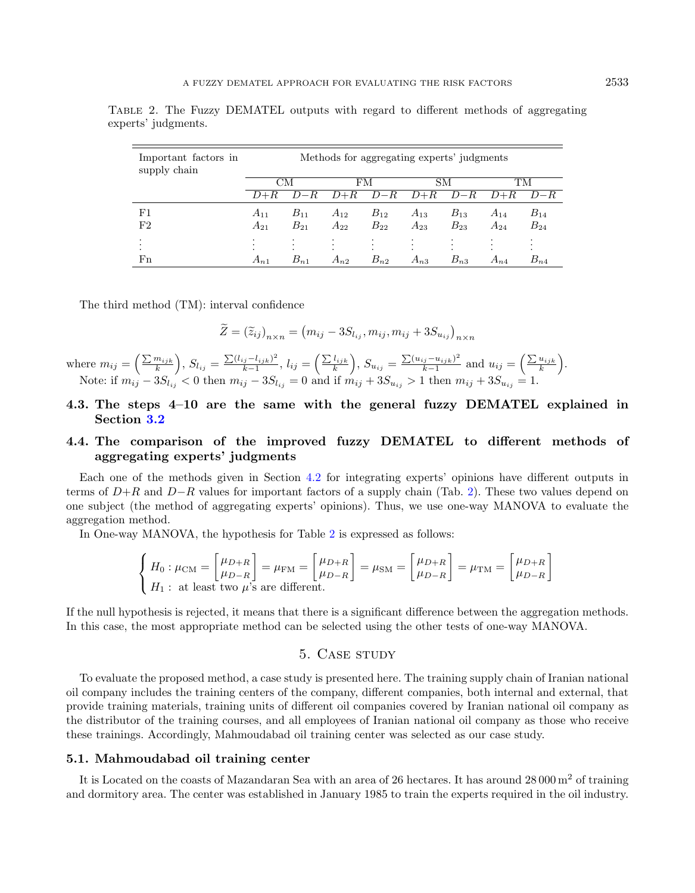Table 2. The Fuzzy DEMATEL outputs with regard to different methods of aggregating experts' judgments.

| Important factors in supply chain | Methods for aggregating experts' judgments | | | | | | | |
|---|---|---|---|---|---|---|---|---|
| | CM | | FM | | SM | | TM | |
| | $D+R$ | $D-R$ | $D+R$ | $D-R$ | $D+R$ | $D-R$ | $D+R$ | $D-R$ |
| F1 | $A_{11}$ | $B_{11}$ | $A_{12}$ | $B_{12}$ | $A_{13}$ | $B_{13}$ | $A_{14}$ | $B_{14}$ |
| F2 | $A_{21}$ | $B_{21}$ | $A_{22}$ | $B_{22}$ | $A_{23}$ | $B_{23}$ | $A_{24}$ | $B_{24}$ |
| $\vdots$ | $\vdots$ | $\vdots$ | $\vdots$ | $\vdots$ | $\vdots$ | $\vdots$ | $\vdots$ | $\vdots$ |
| Fn | $A_{n1}$ | $B_{n1}$ | $A_{n2}$ | $B_{n2}$ | $A_{n3}$ | $B_{n3}$ | $A_{n4}$ | $B_{n4}$ |

The third method (TM): interval confidence

$$\widetilde{Z} = \left(\widetilde{z}_{ij}\right)_{n\times n} = \left(m_{ij} - 3S_{l_{ij}}, m_{ij}, m_{ij} + 3S_{u_{ij}}\right)_{n\times n}$$

where $m_{ij} = \left(\frac{\sum m_{ijk}}{k}\right)$, $S_{l_{ij}} = \frac{\sum(l_{ij} - l_{ijk})^2}{k-1}$, $l_{ij} = \left(\frac{\sum l_{ijk}}{k}\right)$, $S_{u_{ij}} = \frac{\sum(u_{ij} - u_{ijk})^2}{k-1}$ and $u_{ij} = \left(\frac{\sum u_{ijk}}{k}\right)$.

Note: if $m_{ij} - 3S_{l_{ij}} < 0$ then $m_{ij} - 3S_{l_{ij}} = 0$ and if $m_{ij} + 3S_{u_{ij}} > 1$ then $m_{ij} + 3S_{u_{ij}} = 1$.

### 4.3. The steps 4–10 are the same with the general fuzzy DEMATEL explained in Section 3.2

### 4.4. The comparison of the improved fuzzy DEMATEL to different methods of aggregating experts' judgments

Each one of the methods given in Section 4.2 for integrating experts' opinions have different outputs in terms of $D+R$ and $D-R$ values for important factors of a supply chain (Tab. 2). These two values depend on one subject (the method of aggregating experts' opinions). Thus, we use one-way MANOVA to evaluate the aggregation method.

In One-way MANOVA, the hypothesis for Table 2 is expressed as follows:

$$\begin{cases} H_0: \mu_{\text{CM}} = \begin{bmatrix}\mu_{D+R}\\ \mu_{D-R}\end{bmatrix} = \mu_{\text{FM}} = \begin{bmatrix}\mu_{D+R}\\ \mu_{D-R}\end{bmatrix} = \mu_{\text{SM}} = \begin{bmatrix}\mu_{D+R}\\ \mu_{D-R}\end{bmatrix} = \mu_{\text{TM}} = \begin{bmatrix}\mu_{D+R}\\ \mu_{D-R}\end{bmatrix} \\ H_1: \text{ at least two } \mu\text{'s are different.}\end{cases}$$

If the null hypothesis is rejected, it means that there is a significant difference between the aggregation methods. In this case, the most appropriate method can be selected using the other tests of one-way MANOVA.

## 5. Case study

To evaluate the proposed method, a case study is presented here. The training supply chain of Iranian national oil company includes the training centers of the company, different companies, both internal and external, that provide training materials, training units of different oil companies covered by Iranian national oil company as the distributor of the training courses, and all employees of Iranian national oil company as those who receive these trainings. Accordingly, Mahmoudabad oil training center was selected as our case study.

### 5.1. Mahmoudabad oil training center

It is Located on the coasts of Mazandaran Sea with an area of 26 hectares. It has around 28 000 m$^2$ of training and dormitory area. The center was established in January 1985 to train the experts required in the oil industry.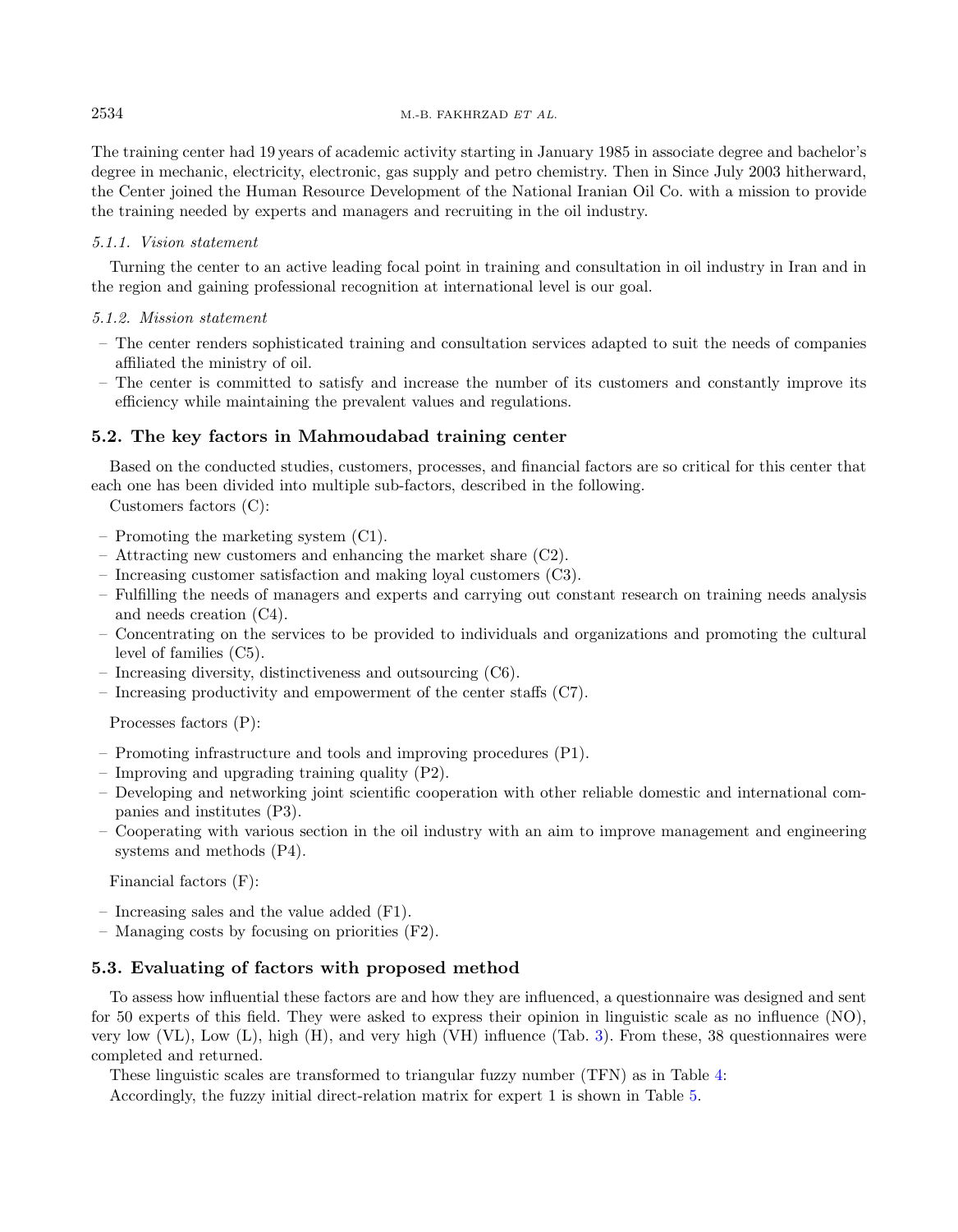The training center had 19 years of academic activity starting in January 1985 in associate degree and bachelor's degree in mechanic, electricity, electronic, gas supply and petro chemistry. Then in Since July 2003 hitherward, the Center joined the Human Resource Development of the National Iranian Oil Co. with a mission to provide the training needed by experts and managers and recruiting in the oil industry.

#### *5.1.1. Vision statement*

Turning the center to an active leading focal point in training and consultation in oil industry in Iran and in the region and gaining professional recognition at international level is our goal.

#### *5.1.2. Mission statement*

- The center renders sophisticated training and consultation services adapted to suit the needs of companies affiliated the ministry of oil.
- The center is committed to satisfy and increase the number of its customers and constantly improve its efficiency while maintaining the prevalent values and regulations.

### 5.2. The key factors in Mahmoudabad training center

Based on the conducted studies, customers, processes, and financial factors are so critical for this center that each one has been divided into multiple sub-factors, described in the following.

Customers factors (C):

- Promoting the marketing system (C1).
- Attracting new customers and enhancing the market share (C2).
- Increasing customer satisfaction and making loyal customers (C3).
- Fulfilling the needs of managers and experts and carrying out constant research on training needs analysis and needs creation (C4).
- Concentrating on the services to be provided to individuals and organizations and promoting the cultural level of families (C5).
- Increasing diversity, distinctiveness and outsourcing (C6).
- Increasing productivity and empowerment of the center staffs (C7).

Processes factors (P):

- Promoting infrastructure and tools and improving procedures (P1).
- Improving and upgrading training quality (P2).
- Developing and networking joint scientific cooperation with other reliable domestic and international companies and institutes (P3).
- Cooperating with various section in the oil industry with an aim to improve management and engineering systems and methods (P4).

Financial factors (F):

- Increasing sales and the value added (F1).
- Managing costs by focusing on priorities (F2).

### 5.3. Evaluating of factors with proposed method

To assess how influential these factors are and how they are influenced, a questionnaire was designed and sent for 50 experts of this field. They were asked to express their opinion in linguistic scale as no influence (NO), very low (VL), Low (L), high (H), and very high (VH) influence (Tab. 3). From these, 38 questionnaires were completed and returned.

These linguistic scales are transformed to triangular fuzzy number (TFN) as in Table 4:

Accordingly, the fuzzy initial direct-relation matrix for expert 1 is shown in Table 5.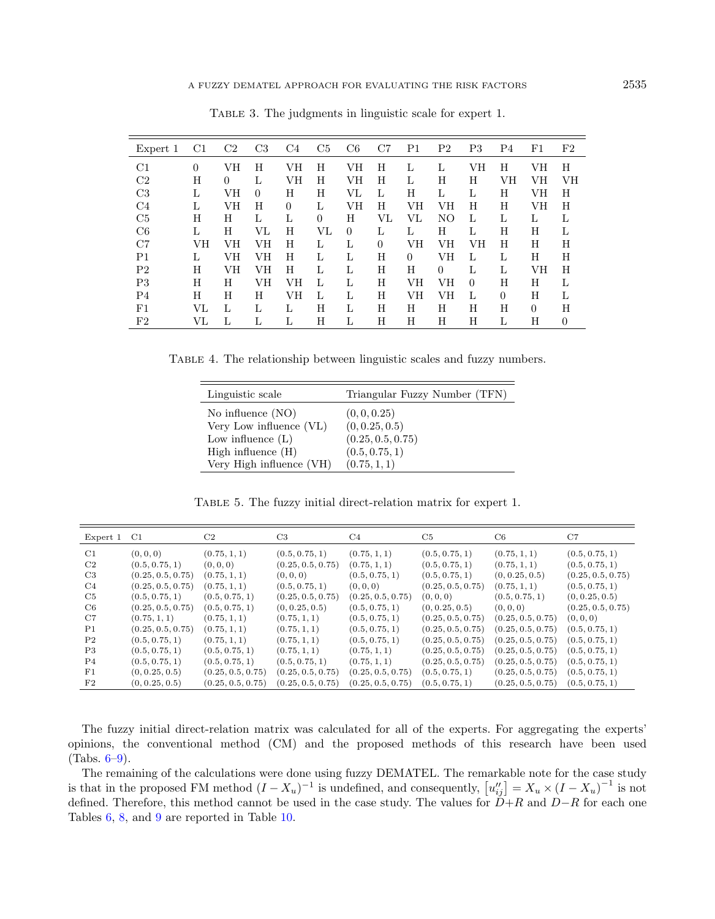Table 3. The judgments in linguistic scale for expert 1.

| Expert 1 | C1 | C2 | C3 | C4 | C5 | C6 | C7 | P1 | P2 | P3 | P4 | F1 | F2 |
|---|---|---|---|---|---|---|---|---|---|---|---|---|---|
| C1 | 0 | VH | H | VH | H | VH | H | L | L | VH | H | VH | H |
| C2 | H | 0 | L | VH | H | VH | H | L | H | H | VH | VH | VH |
| C3 | L | VH | 0 | H | H | VL | L | H | L | L | H | VH | H |
| C4 | L | VH | H | 0 | L | VH | H | VH | VH | H | H | VH | H |
| C5 | H | H | L | L | 0 | H | VL | VL | NO | L | L | L | L |
| C6 | L | H | VL | H | VL | 0 | L | L | H | L | H | H | L |
| C7 | VH | VH | VH | H | L | L | 0 | VH | VH | VH | H | H | H |
| P1 | L | VH | VH | H | L | L | H | 0 | VH | L | L | H | H |
| P2 | H | VH | VH | H | L | L | H | H | 0 | L | L | VH | H |
| P3 | H | H | VH | VH | L | L | H | VH | VH | 0 | H | H | L |
| P4 | H | H | H | VH | L | L | H | VH | VH | L | 0 | H | L |
| F1 | VL | L | L | L | H | L | H | H | H | H | H | 0 | H |
| F2 | VL | L | L | L | H | L | H | H | H | H | L | H | 0 |

Table 4. The relationship between linguistic scales and fuzzy numbers.

| Linguistic scale | Triangular Fuzzy Number (TFN) |
|---|---|
| No influence (NO) | $(0, 0, 0.25)$ |
| Very Low influence (VL) | $(0, 0.25, 0.5)$ |
| Low influence (L) | $(0.25, 0.5, 0.75)$ |
| High influence (H) | $(0.5, 0.75, 1)$ |
| Very High influence (VH) | $(0.75, 1, 1)$ |

Table 5. The fuzzy initial direct-relation matrix for expert 1.

| Expert 1 | C1 | C2 | C3 | C4 | C5 | C6 | C7 |
|---|---|---|---|---|---|---|---|
| C1 | (0, 0, 0) | (0.75, 1, 1) | (0.5, 0.75, 1) | (0.75, 1, 1) | (0.5, 0.75, 1) | (0.75, 1, 1) | (0.5, 0.75, 1) |
| C2 | (0.5, 0.75, 1) | (0, 0, 0) | (0.25, 0.5, 0.75) | (0.75, 1, 1) | (0.5, 0.75, 1) | (0.75, 1, 1) | (0.5, 0.75, 1) |
| C3 | (0.25, 0.5, 0.75) | (0.75, 1, 1) | (0, 0, 0) | (0.5, 0.75, 1) | (0.5, 0.75, 1) | (0, 0.25, 0.5) | (0.25, 0.5, 0.75) |
| C4 | (0.25, 0.5, 0.75) | (0.75, 1, 1) | (0.5, 0.75, 1) | (0, 0, 0) | (0.25, 0.5, 0.75) | (0.75, 1, 1) | (0.5, 0.75, 1) |
| C5 | (0.5, 0.75, 1) | (0.5, 0.75, 1) | (0.25, 0.5, 0.75) | (0.25, 0.5, 0.75) | (0, 0, 0) | (0.5, 0.75, 1) | (0, 0.25, 0.5) |
| C6 | (0.25, 0.5, 0.75) | (0.5, 0.75, 1) | (0, 0.25, 0.5) | (0.5, 0.75, 1) | (0, 0.25, 0.5) | (0, 0, 0) | (0.25, 0.5, 0.75) |
| C7 | (0.75, 1, 1) | (0.75, 1, 1) | (0.75, 1, 1) | (0.5, 0.75, 1) | (0.25, 0.5, 0.75) | (0.25, 0.5, 0.75) | (0, 0, 0) |
| P1 | (0.25, 0.5, 0.75) | (0.75, 1, 1) | (0.75, 1, 1) | (0.5, 0.75, 1) | (0.25, 0.5, 0.75) | (0.25, 0.5, 0.75) | (0.5, 0.75, 1) |
| P2 | (0.5, 0.75, 1) | (0.75, 1, 1) | (0.75, 1, 1) | (0.5, 0.75, 1) | (0.25, 0.5, 0.75) | (0.25, 0.5, 0.75) | (0.5, 0.75, 1) |
| P3 | (0.5, 0.75, 1) | (0.5, 0.75, 1) | (0.75, 1, 1) | (0.75, 1, 1) | (0.25, 0.5, 0.75) | (0.25, 0.5, 0.75) | (0.5, 0.75, 1) |
| P4 | (0.5, 0.75, 1) | (0.5, 0.75, 1) | (0.5, 0.75, 1) | (0.75, 1, 1) | (0.25, 0.5, 0.75) | (0.25, 0.5, 0.75) | (0.5, 0.75, 1) |
| F1 | (0, 0.25, 0.5) | (0.25, 0.5, 0.75) | (0.25, 0.5, 0.75) | (0.25, 0.5, 0.75) | (0.5, 0.75, 1) | (0.25, 0.5, 0.75) | (0.5, 0.75, 1) |
| F2 | (0, 0.25, 0.5) | (0.25, 0.5, 0.75) | (0.25, 0.5, 0.75) | (0.25, 0.5, 0.75) | (0.5, 0.75, 1) | (0.25, 0.5, 0.75) | (0.5, 0.75, 1) |

The fuzzy initial direct-relation matrix was calculated for all of the experts. For aggregating the experts' opinions, the conventional method (CM) and the proposed methods of this research have been used (Tabs. 6–9).

The remaining of the calculations were done using fuzzy DEMATEL. The remarkable note for the case study is that in the proposed FM method $(I - X_u)^{-1}$ is undefined, and consequently, $\left[u''_{ij}\right] = X_u \times (I - X_u)^{-1}$ is not defined. Therefore, this method cannot be used in the case study. The values for $D+R$ and $D-R$ for each one Tables 6, 8, and 9 are reported in Table 10.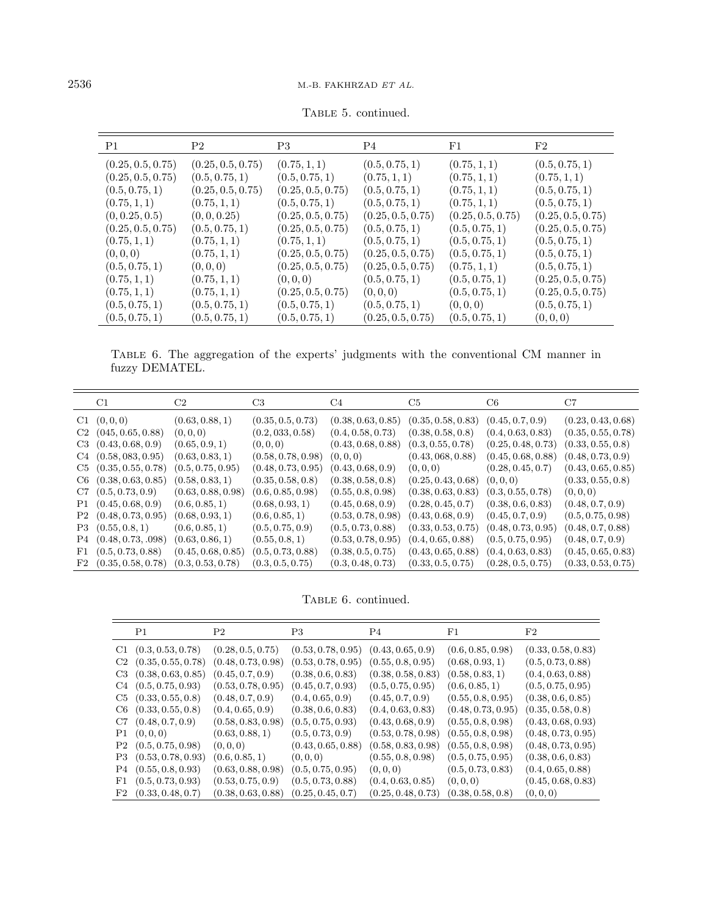Table 5. continued.

| P1 | P2 | P3 | P4 | F1 | F2 |
|---|---|---|---|---|---|
| (0.25, 0.5, 0.75) | (0.25, 0.5, 0.75) | (0.75, 1, 1) | (0.5, 0.75, 1) | (0.75, 1, 1) | (0.5, 0.75, 1) |
| (0.25, 0.5, 0.75) | (0.5, 0.75, 1) | (0.5, 0.75, 1) | (0.75, 1, 1) | (0.75, 1, 1) | (0.75, 1, 1) |
| (0.5, 0.75, 1) | (0.25, 0.5, 0.75) | (0.25, 0.5, 0.75) | (0.5, 0.75, 1) | (0.75, 1, 1) | (0.5, 0.75, 1) |
| (0.75, 1, 1) | (0.75, 1, 1) | (0.5, 0.75, 1) | (0.5, 0.75, 1) | (0.75, 1, 1) | (0.5, 0.75, 1) |
| (0, 0.25, 0.5) | (0, 0, 0.25) | (0.25, 0.5, 0.75) | (0.25, 0.5, 0.75) | (0.25, 0.5, 0.75) | (0.25, 0.5, 0.75) |
| (0.25, 0.5, 0.75) | (0.5, 0.75, 1) | (0.25, 0.5, 0.75) | (0.5, 0.75, 1) | (0.5, 0.75, 1) | (0.25, 0.5, 0.75) |
| (0.75, 1, 1) | (0.75, 1, 1) | (0.75, 1, 1) | (0.5, 0.75, 1) | (0.5, 0.75, 1) | (0.5, 0.75, 1) |
| (0, 0, 0) | (0.75, 1, 1) | (0.25, 0.5, 0.75) | (0.25, 0.5, 0.75) | (0.5, 0.75, 1) | (0.5, 0.75, 1) |
| (0.5, 0.75, 1) | (0, 0, 0) | (0.25, 0.5, 0.75) | (0.25, 0.5, 0.75) | (0.75, 1, 1) | (0.5, 0.75, 1) |
| (0.75, 1, 1) | (0.75, 1, 1) | (0, 0, 0) | (0.5, 0.75, 1) | (0.5, 0.75, 1) | (0.25, 0.5, 0.75) |
| (0.75, 1, 1) | (0.75, 1, 1) | (0.25, 0.5, 0.75) | (0, 0, 0) | (0.5, 0.75, 1) | (0.25, 0.5, 0.75) |
| (0.5, 0.75, 1) | (0.5, 0.75, 1) | (0.5, 0.75, 1) | (0.5, 0.75, 1) | (0, 0, 0) | (0.5, 0.75, 1) |
| (0.5, 0.75, 1) | (0.5, 0.75, 1) | (0.5, 0.75, 1) | (0.25, 0.5, 0.75) | (0.5, 0.75, 1) | (0, 0, 0) |

Table 6. The aggregation of the experts' judgments with the conventional CM manner in fuzzy DEMATEL.

| | C1 | C2 | C3 | C4 | C5 | C6 | C7 |
|---|---|---|---|---|---|---|---|
| C1 | (0, 0, 0) | (0.63, 0.88, 1) | (0.35, 0.5, 0.73) | (0.38, 0.63, 0.85) | (0.35, 0.58, 0.83) | (0.45, 0.7, 0.9) | (0.23, 0.43, 0.68) |
| C2 | (045, 0.65, 0.88) | (0, 0, 0) | (0.2, 033, 0.58) | (0.4, 0.58, 0.73) | (0.38, 0.58, 0.8) | (0.4, 0.63, 0.83) | (0.35, 0.55, 0.78) |
| C3 | (0.43, 0.68, 0.9) | (0.65, 0.9, 1) | (0, 0, 0) | (0.43, 0.68, 0.88) | (0.3, 0.55, 0.78) | (0.25, 0.48, 0.73) | (0.33, 0.55, 0.8) |
| C4 | (0.58, 083, 0.95) | (0.63, 0.83, 1) | (0.58, 0.78, 0.98) | (0, 0, 0) | (0.43, 068, 0.88) | (0.45, 0.68, 0.88) | (0.48, 0.73, 0.9) |
| C5 | (0.35, 0.55, 0.78) | (0.5, 0.75, 0.95) | (0.48, 0.73, 0.95) | (0.43, 0.68, 0.9) | (0, 0, 0) | (0.28, 0.45, 0.7) | (0.43, 0.65, 0.85) |
| C6 | (0.38, 0.63, 0.85) | (0.58, 0.83, 1) | (0.35, 0.58, 0.8) | (0.38, 0.58, 0.8) | (0.25, 0.43, 0.68) | (0, 0, 0) | (0.33, 0.55, 0.8) |
| C7 | (0.5, 0.73, 0.9) | (0.63, 0.88, 0.98) | (0.6, 0.85, 0.98) | (0.55, 0.8, 0.98) | (0.38, 0.63, 0.83) | (0.3, 0.55, 0.78) | (0, 0, 0) |
| P1 | (0.45, 0.68, 0.9) | (0.6, 0.85, 1) | (0.68, 0.93, 1) | (0.45, 0.68, 0.9) | (0.28, 0.45, 0.7) | (0.38, 0.6, 0.83) | (0.48, 0.7, 0.9) |
| P2 | (0.48, 0.73, 0.95) | (0.68, 0.93, 1) | (0.6, 0.85, 1) | (0.53, 0.78, 0.98) | (0.43, 0.68, 0.9) | (0.45, 0.7, 0.9) | (0.5, 0.75, 0.98) |
| P3 | (0.55, 0.8, 1) | (0.6, 0.85, 1) | (0.5, 0.75, 0.9) | (0.5, 0.73, 0.88) | (0.33, 0.53, 0.75) | (0.48, 0.73, 0.95) | (0.48, 0.7, 0.88) |
| P4 | (0.48, 0.73, .098) | (0.63, 0.86, 1) | (0.55, 0.8, 1) | (0.53, 0.78, 0.95) | (0.4, 0.65, 0.88) | (0.5, 0.75, 0.95) | (0.48, 0.7, 0.9) |
| F1 | (0.5, 0.73, 0.88) | (0.45, 0.68, 0.85) | (0.5, 0.73, 0.88) | (0.38, 0.5, 0.75) | (0.43, 0.65, 0.88) | (0.4, 0.63, 0.83) | (0.45, 0.65, 0.83) |
| F2 | (0.35, 0.58, 0.78) | (0.3, 0.53, 0.78) | (0.3, 0.5, 0.75) | (0.3, 0.48, 0.73) | (0.33, 0.5, 0.75) | (0.28, 0.5, 0.75) | (0.33, 0.53, 0.75) |

Table 6. continued.

| | P1 | P2 | P3 | P4 | F1 | F2 |
|---|---|---|---|---|---|---|
| C1 | (0.3, 0.53, 0.78) | (0.28, 0.5, 0.75) | (0.53, 0.78, 0.95) | (0.43, 0.65, 0.9) | (0.6, 0.85, 0.98) | (0.33, 0.58, 0.83) |
| C2 | (0.35, 0.55, 0.78) | (0.48, 0.73, 0.98) | (0.53, 0.78, 0.95) | (0.55, 0.8, 0.95) | (0.68, 0.93, 1) | (0.5, 0.73, 0.88) |
| C3 | (0.38, 0.63, 0.85) | (0.45, 0.7, 0.9) | (0.38, 0.6, 0.83) | (0.38, 0.58, 0.83) | (0.58, 0.83, 1) | (0.4, 0.63, 0.88) |
| C4 | (0.5, 0.75, 0.93) | (0.53, 0.78, 0.95) | (0.45, 0.7, 0.93) | (0.5, 0.75, 0.95) | (0.6, 0.85, 1) | (0.5, 0.75, 0.95) |
| C5 | (0.33, 0.55, 0.8) | (0.48, 0.7, 0.9) | (0.4, 0.65, 0.9) | (0.45, 0.7, 0.9) | (0.55, 0.8, 0.95) | (0.38, 0.6, 0.85) |
| C6 | (0.33, 0.55, 0.8) | (0.4, 0.65, 0.9) | (0.38, 0.6, 0.83) | (0.4, 0.63, 0.83) | (0.48, 0.73, 0.95) | (0.35, 0.58, 0.8) |
| C7 | (0.48, 0.7, 0.9) | (0.58, 0.83, 0.98) | (0.5, 0.75, 0.93) | (0.43, 0.68, 0.9) | (0.55, 0.8, 0.98) | (0.43, 0.68, 0.93) |
| P1 | (0, 0, 0) | (0.63, 0.88, 1) | (0.5, 0.73, 0.9) | (0.53, 0.78, 0.98) | (0.55, 0.8, 0.98) | (0.48, 0.73, 0.95) |
| P2 | (0.5, 0.75, 0.98) | (0, 0, 0) | (0.43, 0.65, 0.88) | (0.58, 0.83, 0.98) | (0.55, 0.8, 0.98) | (0.48, 0.73, 0.95) |
| P3 | (0.53, 0.78, 0.93) | (0.6, 0.85, 1) | (0, 0, 0) | (0.55, 0.8, 0.98) | (0.5, 0.75, 0.95) | (0.38, 0.6, 0.83) |
| P4 | (0.55, 0.8, 0.93) | (0.63, 0.88, 0.98) | (0.5, 0.75, 0.95) | (0, 0, 0) | (0.5, 0.73, 0.83) | (0.4, 0.65, 0.88) |
| F1 | (0.5, 0.73, 0.93) | (0.53, 0.75, 0.9) | (0.5, 0.73, 0.88) | (0.4, 0.63, 0.85) | (0, 0, 0) | (0.45, 0.68, 0.83) |
| F2 | (0.33, 0.48, 0.7) | (0.38, 0.63, 0.88) | (0.25, 0.45, 0.7) | (0.25, 0.48, 0.73) | (0.38, 0.58, 0.8) | (0, 0, 0) |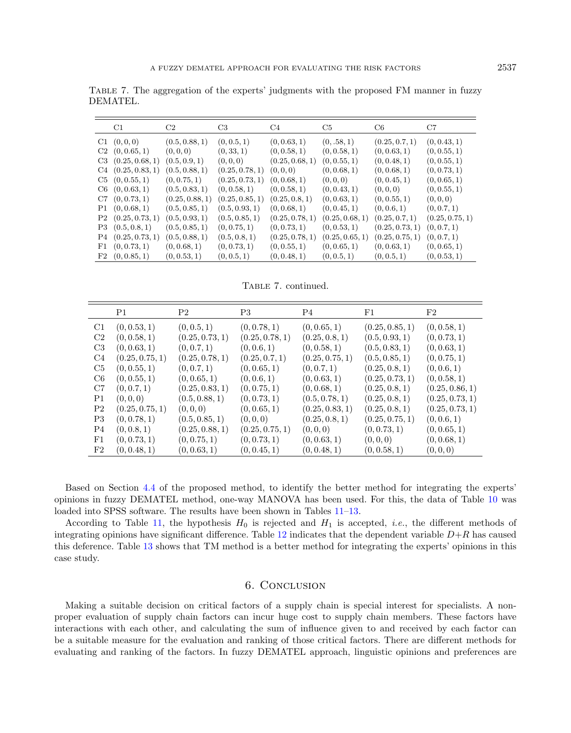Table 7. The aggregation of the experts' judgments with the proposed FM manner in fuzzy DEMATEL.

| | C1 | C2 | C3 | C4 | C5 | C6 | C7 |
|---|---|---|---|---|---|---|---|
| C1 | $(0, 0, 0)$ | $(0.5, 0.88, 1)$ | $(0, 0.5, 1)$ | $(0, 0.63, 1)$ | $(0, .58, 1)$ | $(0.25, 0.7, 1)$ | $(0, 0.43, 1)$ |
| C2 | $(0, 0.65, 1)$ | $(0, 0, 0)$ | $(0, 33, 1)$ | $(0, 0.58, 1)$ | $(0, 0.58, 1)$ | $(0, 0.63, 1)$ | $(0, 0.55, 1)$ |
| C3 | $(0.25, 0.68, 1)$ | $(0.5, 0.9, 1)$ | $(0, 0, 0)$ | $(0.25, 0.68, 1)$ | $(0, 0.55, 1)$ | $(0, 0.48, 1)$ | $(0, 0.55, 1)$ |
| C4 | $(0.25, 0.83, 1)$ | $(0.5, 0.88, 1)$ | $(0.25, 0.78, 1)$ | $(0, 0, 0)$ | $(0, 0.68, 1)$ | $(0, 0.68, 1)$ | $(0, 0.73, 1)$ |
| C5 | $(0, 0.55, 1)$ | $(0, 0.75, 1)$ | $(0.25, 0.73, 1)$ | $(0, 0.68, 1)$ | $(0, 0, 0)$ | $(0, 0.45, 1)$ | $(0, 0.65, 1)$ |
| C6 | $(0, 0.63, 1)$ | $(0.5, 0.83, 1)$ | $(0, 0.58, 1)$ | $(0, 0.58, 1)$ | $(0, 0.43, 1)$ | $(0, 0, 0)$ | $(0, 0.55, 1)$ |
| C7 | $(0, 0.73, 1)$ | $(0.25, 0.88, 1)$ | $(0.25, 0.85, 1)$ | $(0.25, 0.8, 1)$ | $(0, 0.63, 1)$ | $(0, 0.55, 1)$ | $(0, 0, 0)$ |
| P1 | $(0, 0.68, 1)$ | $(0.5, 0.85, 1)$ | $(0.5, 0.93, 1)$ | $(0, 0.68, 1)$ | $(0, 0.45, 1)$ | $(0, 0.6, 1)$ | $(0, 0.7, 1)$ |
| P2 | $(0.25, 0.73, 1)$ | $(0.5, 0.93, 1)$ | $(0.5, 0.85, 1)$ | $(0.25, 0.78, 1)$ | $(0.25, 0.68, 1)$ | $(0.25, 0.7, 1)$ | $(0.25, 0.75, 1)$ |
| P3 | $(0.5, 0.8, 1)$ | $(0.5, 0.85, 1)$ | $(0, 0.75, 1)$ | $(0, 0.73, 1)$ | $(0, 0.53, 1)$ | $(0.25, 0.73, 1)$ | $(0, 0.7, 1)$ |
| P4 | $(0.25, 0.73, 1)$ | $(0.5, 0.88, 1)$ | $(0.5, 0.8, 1)$ | $(0.25, 0.78, 1)$ | $(0.25, 0.65, 1)$ | $(0.25, 0.75, 1)$ | $(0, 0.7, 1)$ |
| F1 | $(0, 0.73, 1)$ | $(0, 0.68, 1)$ | $(0, 0.73, 1)$ | $(0, 0.55, 1)$ | $(0, 0.65, 1)$ | $(0, 0.63, 1)$ | $(0, 0.65, 1)$ |
| F2 | $(0, 0.85, 1)$ | $(0, 0.53, 1)$ | $(0, 0.5, 1)$ | $(0, 0.48, 1)$ | $(0, 0.5, 1)$ | $(0, 0.5, 1)$ | $(0, 0.53, 1)$ |

Table 7. continued.

| | P1 | P2 | P3 | P4 | F1 | F2 |
|---|---|---|---|---|---|---|
| C1 | $(0, 0.53, 1)$ | $(0, 0.5, 1)$ | $(0, 0.78, 1)$ | $(0, 0.65, 1)$ | $(0.25, 0.85, 1)$ | $(0, 0.58, 1)$ |
| C2 | $(0, 0.58, 1)$ | $(0.25, 0.73, 1)$ | $(0.25, 0.78, 1)$ | $(0.25, 0.8, 1)$ | $(0.5, 0.93, 1)$ | $(0, 0.73, 1)$ |
| C3 | $(0, 0.63, 1)$ | $(0, 0.7, 1)$ | $(0, 0.6, 1)$ | $(0, 0.58, 1)$ | $(0.5, 0.83, 1)$ | $(0, 0.63, 1)$ |
| C4 | $(0.25, 0.75, 1)$ | $(0.25, 0.78, 1)$ | $(0.25, 0.7, 1)$ | $(0.25, 0.75, 1)$ | $(0.5, 0.85, 1)$ | $(0, 0.75, 1)$ |
| C5 | $(0, 0.55, 1)$ | $(0, 0.7, 1)$ | $(0, 0.65, 1)$ | $(0, 0.7, 1)$ | $(0.25, 0.8, 1)$ | $(0, 0.6, 1)$ |
| C6 | $(0, 0.55, 1)$ | $(0, 0.65, 1)$ | $(0, 0.6, 1)$ | $(0, 0.63, 1)$ | $(0.25, 0.73, 1)$ | $(0, 0.58, 1)$ |
| C7 | $(0, 0.7, 1)$ | $(0.25, 0.83, 1)$ | $(0, 0.75, 1)$ | $(0, 0.68, 1)$ | $(0.25, 0.8, 1)$ | $(0.25, 0.86, 1)$ |
| P1 | $(0, 0, 0)$ | $(0.5, 0.88, 1)$ | $(0, 0.73, 1)$ | $(0.5, 0.78, 1)$ | $(0.25, 0.85, 1)$ | $(0.25, 0.73, 1)$ |
| P2 | $(0.25, 0.75, 1)$ | $(0, 0, 0)$ | $(0, 0.65, 1)$ | $(0.25, 0.83, 1)$ | $(0.25, 0.8, 1)$ | $(0.25, 0.73, 1)$ |
| P3 | $(0, 0.78, 1)$ | $(0.5, 0.85, 1)$ | $(0, 0, 0)$ | $(0.25, 0.8, 1)$ | $(0.25, 0.75, 1)$ | $(0, 0.6, 1)$ |
| P4 | $(0, 0.8, 1)$ | $(0.25, 0.88, 1)$ | $(0.25, 0.75, 1)$ | $(0, 0, 0)$ | $(0, 0.73, 1)$ | $(0, 0.65, 1)$ |
| F1 | $(0, 0.73, 1)$ | $(0, 0.75, 1)$ | $(0, 0.73, 1)$ | $(0, 0.63, 1)$ | $(0, 0, 0)$ | $(0, 0.68, 1)$ |
| F2 | $(0, 0.48, 1)$ | $(0, 0.63, 1)$ | $(0, 0.45, 1)$ | $(0, 0.48, 1)$ | $(0, 0.58, 1)$ | $(0, 0, 0)$ |

Based on Section 4.4 of the proposed method, to identify the better method for integrating the experts' opinions in fuzzy DEMATEL method, one-way MANOVA has been used. For this, the data of Table 10 was loaded into SPSS software. The results have been shown in Tables 11–13.

According to Table 11, the hypothesis $H_0$ is rejected and $H_1$ is accepted, *i.e.*, the different methods of integrating opinions have significant difference. Table 12 indicates that the dependent variable $D+R$ has caused this deference. Table 13 shows that TM method is a better method for integrating the experts' opinions in this case study.

## 6. Conclusion

Making a suitable decision on critical factors of a supply chain is special interest for specialists. A non-proper evaluation of supply chain factors can incur huge cost to supply chain members. These factors have interactions with each other, and calculating the sum of influence given to and received by each factor can be a suitable measure for the evaluation and ranking of those critical factors. There are different methods for evaluating and ranking of the factors. In fuzzy DEMATEL approach, linguistic opinions and preferences are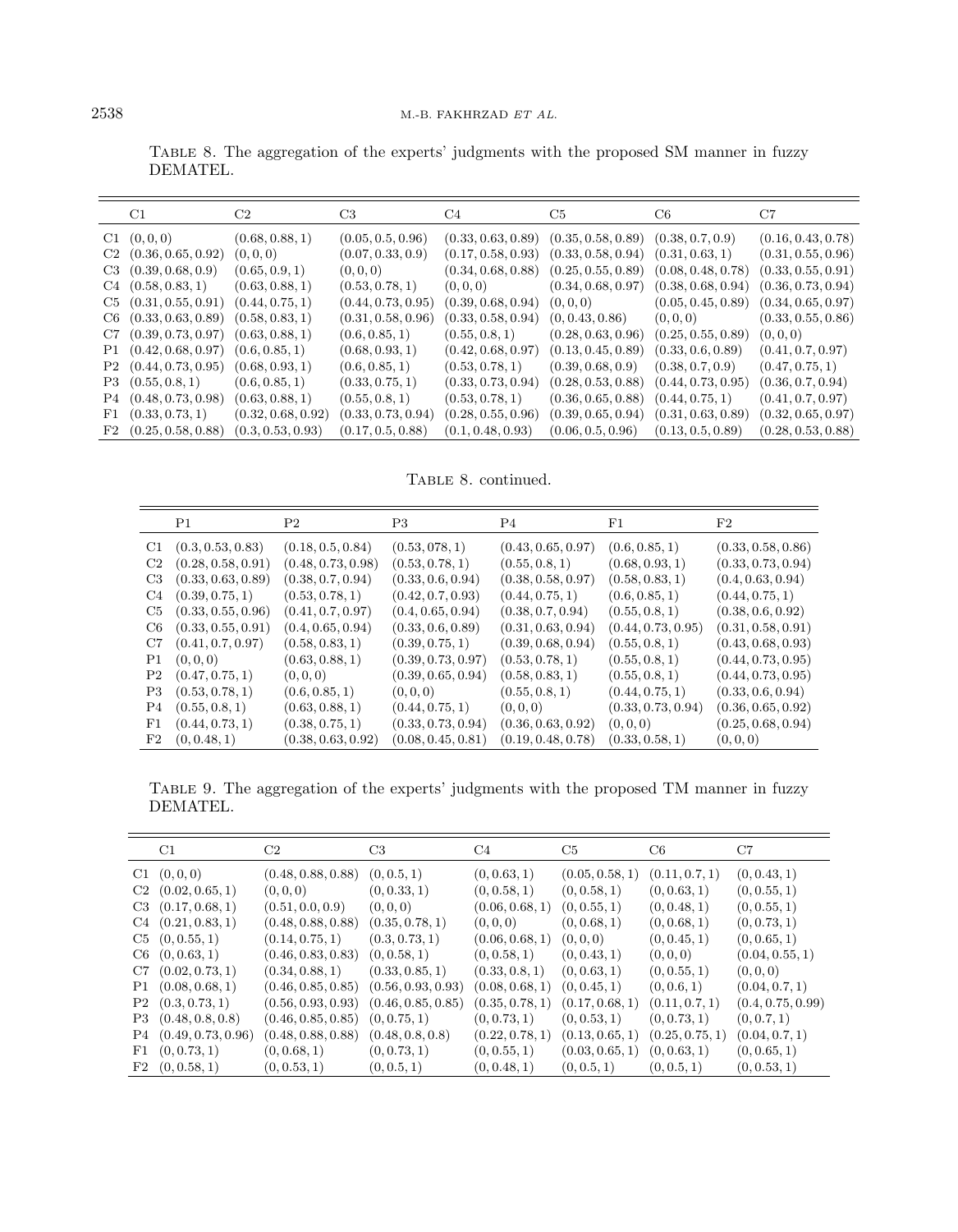Table 8. The aggregation of the experts' judgments with the proposed SM manner in fuzzy DEMATEL.

| | C1 | C2 | C3 | C4 | C5 | C6 | C7 |
|---|---|---|---|---|---|---|---|
| C1 | (0, 0, 0) | (0.68, 0.88, 1) | (0.05, 0.5, 0.96) | (0.33, 0.63, 0.89) | (0.35, 0.58, 0.89) | (0.38, 0.7, 0.9) | (0.16, 0.43, 0.78) |
| C2 | (0.36, 0.65, 0.92) | (0, 0, 0) | (0.07, 0.33, 0.9) | (0.17, 0.58, 0.93) | (0.33, 0.58, 0.94) | (0.31, 0.63, 1) | (0.31, 0.55, 0.96) |
| C3 | (0.39, 0.68, 0.9) | (0.65, 0.9, 1) | (0, 0, 0) | (0.34, 0.68, 0.88) | (0.25, 0.55, 0.89) | (0.08, 0.48, 0.78) | (0.33, 0.55, 0.91) |
| C4 | (0.58, 0.83, 1) | (0.63, 0.88, 1) | (0.53, 0.78, 1) | (0, 0, 0) | (0.34, 0.68, 0.97) | (0.38, 0.68, 0.94) | (0.36, 0.73, 0.94) |
| C5 | (0.31, 0.55, 0.91) | (0.44, 0.75, 1) | (0.44, 0.73, 0.95) | (0.39, 0.68, 0.94) | (0, 0, 0) | (0.05, 0.45, 0.89) | (0.34, 0.65, 0.97) |
| C6 | (0.33, 0.63, 0.89) | (0.58, 0.83, 1) | (0.31, 0.58, 0.96) | (0.33, 0.58, 0.94) | (0, 0.43, 0.86) | (0, 0, 0) | (0.33, 0.55, 0.86) |
| C7 | (0.39, 0.73, 0.97) | (0.63, 0.88, 1) | (0.6, 0.85, 1) | (0.55, 0.8, 1) | (0.28, 0.63, 0.96) | (0.25, 0.55, 0.89) | (0, 0, 0) |
| P1 | (0.42, 0.68, 0.97) | (0.6, 0.85, 1) | (0.68, 0.93, 1) | (0.42, 0.68, 0.97) | (0.13, 0.45, 0.89) | (0.33, 0.6, 0.89) | (0.41, 0.7, 0.97) |
| P2 | (0.44, 0.73, 0.95) | (0.68, 0.93, 1) | (0.6, 0.85, 1) | (0.53, 0.78, 1) | (0.39, 0.68, 0.9) | (0.38, 0.7, 0.9) | (0.47, 0.75, 1) |
| P3 | (0.55, 0.8, 1) | (0.6, 0.85, 1) | (0.33, 0.75, 1) | (0.33, 0.73, 0.94) | (0.28, 0.53, 0.88) | (0.44, 0.73, 0.95) | (0.36, 0.7, 0.94) |
| P4 | (0.48, 0.73, 0.98) | (0.63, 0.88, 1) | (0.55, 0.8, 1) | (0.53, 0.78, 1) | (0.36, 0.65, 0.88) | (0.44, 0.75, 1) | (0.41, 0.7, 0.97) |
| F1 | (0.33, 0.73, 1) | (0.32, 0.68, 0.92) | (0.33, 0.73, 0.94) | (0.28, 0.55, 0.96) | (0.39, 0.65, 0.94) | (0.31, 0.63, 0.89) | (0.32, 0.65, 0.97) |
| F2 | (0.25, 0.58, 0.88) | (0.3, 0.53, 0.93) | (0.17, 0.5, 0.88) | (0.1, 0.48, 0.93) | (0.06, 0.5, 0.96) | (0.13, 0.5, 0.89) | (0.28, 0.53, 0.88) |

Table 8. continued.

| | P1 | P2 | P3 | P4 | F1 | F2 |
|---|---|---|---|---|---|---|
| C1 | (0.3, 0.53, 0.83) | (0.18, 0.5, 0.84) | (0.53, 078, 1) | (0.43, 0.65, 0.97) | (0.6, 0.85, 1) | (0.33, 0.58, 0.86) |
| C2 | (0.28, 0.58, 0.91) | (0.48, 0.73, 0.98) | (0.53, 0.78, 1) | (0.55, 0.8, 1) | (0.68, 0.93, 1) | (0.33, 0.73, 0.94) |
| C3 | (0.33, 0.63, 0.89) | (0.38, 0.7, 0.94) | (0.33, 0.6, 0.94) | (0.38, 0.58, 0.97) | (0.58, 0.83, 1) | (0.4, 0.63, 0.94) |
| C4 | (0.39, 0.75, 1) | (0.53, 0.78, 1) | (0.42, 0.7, 0.93) | (0.44, 0.75, 1) | (0.6, 0.85, 1) | (0.44, 0.75, 1) |
| C5 | (0.33, 0.55, 0.96) | (0.41, 0.7, 0.97) | (0.4, 0.65, 0.94) | (0.38, 0.7, 0.94) | (0.55, 0.8, 1) | (0.38, 0.6, 0.92) |
| C6 | (0.33, 0.55, 0.91) | (0.4, 0.65, 0.94) | (0.33, 0.6, 0.89) | (0.31, 0.63, 0.94) | (0.44, 0.73, 0.95) | (0.31, 0.58, 0.91) |
| C7 | (0.41, 0.7, 0.97) | (0.58, 0.83, 1) | (0.39, 0.75, 1) | (0.39, 0.68, 0.94) | (0.55, 0.8, 1) | (0.43, 0.68, 0.93) |
| P1 | (0, 0, 0) | (0.63, 0.88, 1) | (0.39, 0.73, 0.97) | (0.53, 0.78, 1) | (0.55, 0.8, 1) | (0.44, 0.73, 0.95) |
| P2 | (0.47, 0.75, 1) | (0, 0, 0) | (0.39, 0.65, 0.94) | (0.58, 0.83, 1) | (0.55, 0.8, 1) | (0.44, 0.73, 0.95) |
| P3 | (0.53, 0.78, 1) | (0.6, 0.85, 1) | (0, 0, 0) | (0.55, 0.8, 1) | (0.44, 0.75, 1) | (0.33, 0.6, 0.94) |
| P4 | (0.55, 0.8, 1) | (0.63, 0.88, 1) | (0.44, 0.75, 1) | (0, 0, 0) | (0.33, 0.73, 0.94) | (0.36, 0.65, 0.92) |
| F1 | (0.44, 0.73, 1) | (0.38, 0.75, 1) | (0.33, 0.73, 0.94) | (0.36, 0.63, 0.92) | (0, 0, 0) | (0.25, 0.68, 0.94) |
| F2 | (0, 0.48, 1) | (0.38, 0.63, 0.92) | (0.08, 0.45, 0.81) | (0.19, 0.48, 0.78) | (0.33, 0.58, 1) | (0, 0, 0) |

Table 9. The aggregation of the experts' judgments with the proposed TM manner in fuzzy DEMATEL.

| | C1 | C2 | C3 | C4 | C5 | C6 | C7 |
|---|---|---|---|---|---|---|---|
| C1 | (0, 0, 0) | (0.48, 0.88, 0.88) | (0, 0.5, 1) | (0, 0.63, 1) | (0.05, 0.58, 1) | (0.11, 0.7, 1) | (0, 0.43, 1) |
| C2 | (0.02, 0.65, 1) | (0, 0, 0) | (0, 0.33, 1) | (0, 0.58, 1) | (0, 0.58, 1) | (0, 0.63, 1) | (0, 0.55, 1) |
| C3 | (0.17, 0.68, 1) | (0.51, 0.0, 0.9) | (0, 0, 0) | (0.06, 0.68, 1) | (0, 0.55, 1) | (0, 0.48, 1) | (0, 0.55, 1) |
| C4 | (0.21, 0.83, 1) | (0.48, 0.88, 0.88) | (0.35, 0.78, 1) | (0, 0, 0) | (0, 0.68, 1) | (0, 0.68, 1) | (0, 0.73, 1) |
| C5 | (0, 0.55, 1) | (0.14, 0.75, 1) | (0.3, 0.73, 1) | (0.06, 0.68, 1) | (0, 0, 0) | (0, 0.45, 1) | (0, 0.65, 1) |
| C6 | (0, 0.63, 1) | (0.46, 0.83, 0.83) | (0, 0.58, 1) | (0, 0.58, 1) | (0, 0.43, 1) | (0, 0, 0) | (0.04, 0.55, 1) |
| C7 | (0.02, 0.73, 1) | (0.34, 0.88, 1) | (0.33, 0.85, 1) | (0.33, 0.8, 1) | (0, 0.63, 1) | (0, 0.55, 1) | (0, 0, 0) |
| P1 | (0.08, 0.68, 1) | (0.46, 0.85, 0.85) | (0.56, 0.93, 0.93) | (0.08, 0.68, 1) | (0, 0.45, 1) | (0, 0.6, 1) | (0.04, 0.7, 1) |
| P2 | (0.3, 0.73, 1) | (0.56, 0.93, 0.93) | (0.46, 0.85, 0.85) | (0.35, 0.78, 1) | (0.17, 0.68, 1) | (0.11, 0.7, 1) | (0.4, 0.75, 0.99) |
| P3 | (0.48, 0.8, 0.8) | (0.46, 0.85, 0.85) | (0, 0.75, 1) | (0, 0.73, 1) | (0, 0.53, 1) | (0, 0.73, 1) | (0, 0.7, 1) |
| P4 | (0.49, 0.73, 0.96) | (0.48, 0.88, 0.88) | (0.48, 0.8, 0.8) | (0.22, 0.78, 1) | (0.13, 0.65, 1) | (0.25, 0.75, 1) | (0.04, 0.7, 1) |
| F1 | (0, 0.73, 1) | (0, 0.68, 1) | (0, 0.73, 1) | (0, 0.55, 1) | (0.03, 0.65, 1) | (0, 0.63, 1) | (0, 0.65, 1) |
| F2 | (0, 0.58, 1) | (0, 0.53, 1) | (0, 0.5, 1) | (0, 0.48, 1) | (0, 0.5, 1) | (0, 0.5, 1) | (0, 0.53, 1) |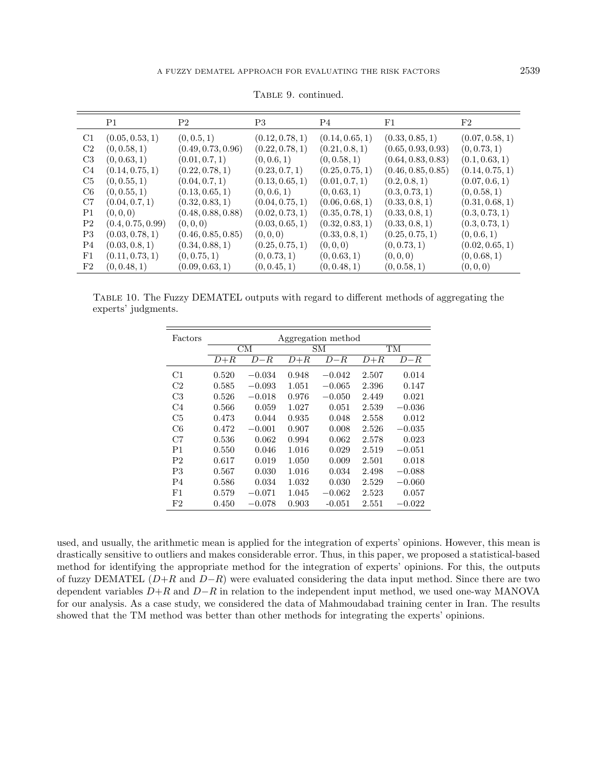Table 9. continued.

| | P1 | P2 | P3 | P4 | F1 | F2 |
|---|---|---|---|---|---|---|
| C1 | $(0.05, 0.53, 1)$ | $(0, 0.5, 1)$ | $(0.12, 0.78, 1)$ | $(0.14, 0.65, 1)$ | $(0.33, 0.85, 1)$ | $(0.07, 0.58, 1)$ |
| C2 | $(0, 0.58, 1)$ | $(0.49, 0.73, 0.96)$ | $(0.22, 0.78, 1)$ | $(0.21, 0.8, 1)$ | $(0.65, 0.93, 0.93)$ | $(0, 0.73, 1)$ |
| C3 | $(0, 0.63, 1)$ | $(0.01, 0.7, 1)$ | $(0, 0.6, 1)$ | $(0, 0.58, 1)$ | $(0.64, 0.83, 0.83)$ | $(0.1, 0.63, 1)$ |
| C4 | $(0.14, 0.75, 1)$ | $(0.22, 0.78, 1)$ | $(0.23, 0.7, 1)$ | $(0.25, 0.75, 1)$ | $(0.46, 0.85, 0.85)$ | $(0.14, 0.75, 1)$ |
| C5 | $(0, 0.55, 1)$ | $(0.04, 0.7, 1)$ | $(0.13, 0.65, 1)$ | $(0.01, 0.7, 1)$ | $(0.2, 0.8, 1)$ | $(0.07, 0.6, 1)$ |
| C6 | $(0, 0.55, 1)$ | $(0.13, 0.65, 1)$ | $(0, 0.6, 1)$ | $(0, 0.63, 1)$ | $(0.3, 0.73, 1)$ | $(0, 0.58, 1)$ |
| C7 | $(0.04, 0.7, 1)$ | $(0.32, 0.83, 1)$ | $(0.04, 0.75, 1)$ | $(0.06, 0.68, 1)$ | $(0.33, 0.8, 1)$ | $(0.31, 0.68, 1)$ |
| P1 | $(0, 0, 0)$ | $(0.48, 0.88, 0.88)$ | $(0.02, 0.73, 1)$ | $(0.35, 0.78, 1)$ | $(0.33, 0.8, 1)$ | $(0.3, 0.73, 1)$ |
| P2 | $(0.4, 0.75, 0.99)$ | $(0, 0, 0)$ | $(0.03, 0.65, 1)$ | $(0.32, 0.83, 1)$ | $(0.33, 0.8, 1)$ | $(0.3, 0.73, 1)$ |
| P3 | $(0.03, 0.78, 1)$ | $(0.46, 0.85, 0.85)$ | $(0, 0, 0)$ | $(0.33, 0.8, 1)$ | $(0.25, 0.75, 1)$ | $(0, 0.6, 1)$ |
| P4 | $(0.03, 0.8, 1)$ | $(0.34, 0.88, 1)$ | $(0.25, 0.75, 1)$ | $(0, 0, 0)$ | $(0, 0.73, 1)$ | $(0.02, 0.65, 1)$ |
| F1 | $(0.11, 0.73, 1)$ | $(0, 0.75, 1)$ | $(0, 0.73, 1)$ | $(0, 0.63, 1)$ | $(0, 0, 0)$ | $(0, 0.68, 1)$ |
| F2 | $(0, 0.48, 1)$ | $(0.09, 0.63, 1)$ | $(0, 0.45, 1)$ | $(0, 0.48, 1)$ | $(0, 0.58, 1)$ | $(0, 0, 0)$ |

Table 10. The Fuzzy DEMATEL outputs with regard to different methods of aggregating the experts' judgments.

| Factors | Aggregation method | | | | | |
|---|---|---|---|---|---|---|
| | CM | | SM | | TM | |
| | $D{+}R$ | $D{-}R$ | $D{+}R$ | $D{-}R$ | $D{+}R$ | $D{-}R$ |
| C1 | 0.520 | −0.034 | 0.948 | −0.042 | 2.507 | 0.014 |
| C2 | 0.585 | −0.093 | 1.051 | −0.065 | 2.396 | 0.147 |
| C3 | 0.526 | −0.018 | 0.976 | −0.050 | 2.449 | 0.021 |
| C4 | 0.566 | 0.059 | 1.027 | 0.051 | 2.539 | −0.036 |
| C5 | 0.473 | 0.044 | 0.935 | 0.048 | 2.558 | 0.012 |
| C6 | 0.472 | −0.001 | 0.907 | 0.008 | 2.526 | −0.035 |
| C7 | 0.536 | 0.062 | 0.994 | 0.062 | 2.578 | 0.023 |
| P1 | 0.550 | 0.046 | 1.016 | 0.029 | 2.519 | −0.051 |
| P2 | 0.617 | 0.019 | 1.050 | 0.009 | 2.501 | 0.018 |
| P3 | 0.567 | 0.030 | 1.016 | 0.034 | 2.498 | −0.088 |
| P4 | 0.586 | 0.034 | 1.032 | 0.030 | 2.529 | −0.060 |
| F1 | 0.579 | −0.071 | 1.045 | −0.062 | 2.523 | 0.057 |
| F2 | 0.450 | −0.078 | 0.903 | -0.051 | 2.551 | −0.022 |

used, and usually, the arithmetic mean is applied for the integration of experts' opinions. However, this mean is drastically sensitive to outliers and makes considerable error. Thus, in this paper, we proposed a statistical-based method for identifying the appropriate method for the integration of experts' opinions. For this, the outputs of fuzzy DEMATEL ($D{+}R$ and $D{-}R$) were evaluated considering the data input method. Since there are two dependent variables $D{+}R$ and $D{-}R$ in relation to the independent input method, we used one-way MANOVA for our analysis. As a case study, we considered the data of Mahmoudabad training center in Iran. The results showed that the TM method was better than other methods for integrating the experts' opinions.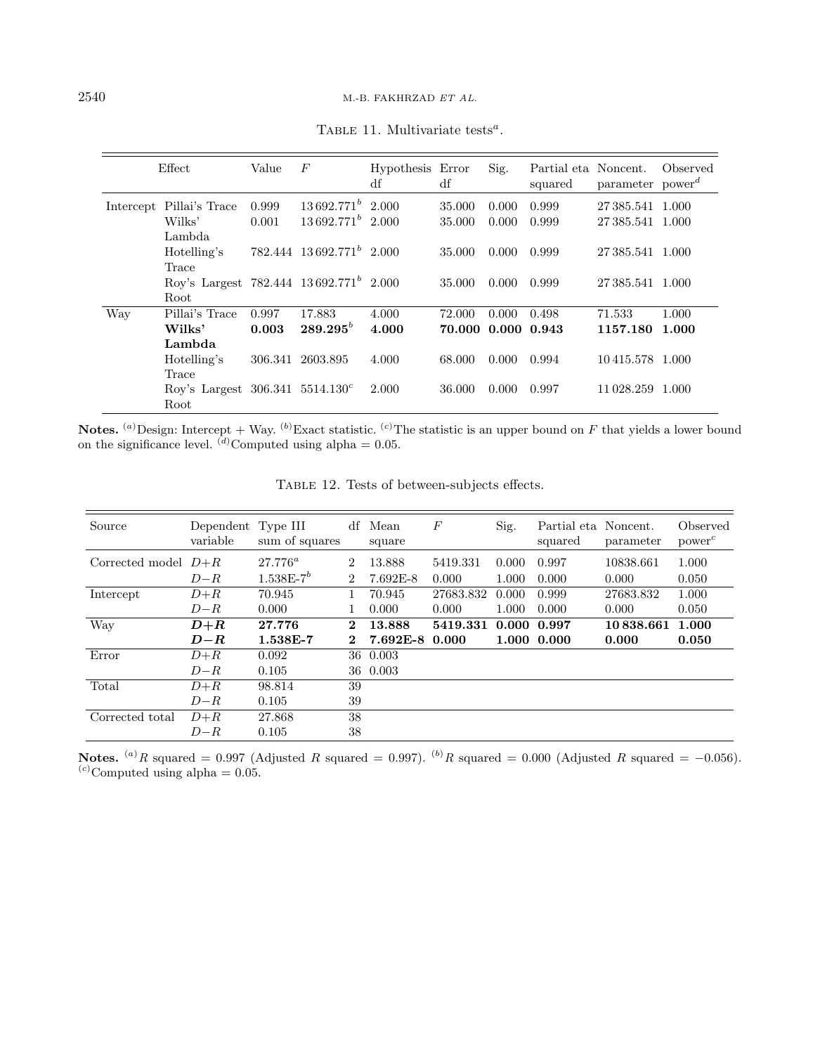Table 11. Multivariate tests[a].

| Effect | | Value | $F$ | Hypothesis df | Error df | Sig. | Partial eta squared | Noncent. parameter | Observed power[d] |
|---|---|---|---|---|---|---|---|---|---|
| Intercept | Pillai's Trace | 0.999 | 13 692.771[b] | 2.000 | 35.000 | 0.000 | 0.999 | 27 385.541 | 1.000 |
| | Wilks' Lambda | 0.001 | 13 692.771[b] | 2.000 | 35.000 | 0.000 | 0.999 | 27 385.541 | 1.000 |
| | Hotelling's Trace | 782.444 | 13 692.771[b] | 2.000 | 35.000 | 0.000 | 0.999 | 27 385.541 | 1.000 |
| | Roy's Largest Root | 782.444 | 13 692.771[b] | 2.000 | 35.000 | 0.000 | 0.999 | 27 385.541 | 1.000 |
| Way | Pillai's Trace | 0.997 | 17.883 | 4.000 | 72.000 | 0.000 | 0.498 | 71.533 | 1.000 |
| | **Wilks' Lambda** | **0.003** | **289.295**[b] | **4.000** | **70.000** | **0.000** | **0.943** | **1157.180** | **1.000** |
| | Hotelling's Trace | 306.341 | 2603.895 | 4.000 | 68.000 | 0.000 | 0.994 | 10 415.578 | 1.000 |
| | Roy's Largest Root | 306.341 | 5514.130[c] | 2.000 | 36.000 | 0.000 | 0.997 | 11 028.259 | 1.000 |

**Notes.** [(a)]Design: Intercept + Way. [(b)]Exact statistic. [(c)]The statistic is an upper bound on $F$ that yields a lower bound on the significance level. [(d)]Computed using alpha = 0.05.

Table 12. Tests of between-subjects effects.

| Source | Dependent variable | Type III sum of squares | df | Mean square | $F$ | Sig. | Partial eta squared | Noncent. parameter | Observed power[c] |
|---|---|---|---|---|---|---|---|---|---|
| Corrected model | $D+R$ | 27.776[a] | 2 | 13.888 | 5419.331 | 0.000 | 0.997 | 10838.661 | 1.000 |
| | $D-R$ | 1.538E-7[b] | 2 | 7.692E-8 | 0.000 | 1.000 | 0.000 | 0.000 | 0.050 |
| Intercept | $D+R$ | 70.945 | 1 | 70.945 | 27683.832 | 0.000 | 0.999 | 27683.832 | 1.000 |
| | $D-R$ | 0.000 | 1 | 0.000 | 0.000 | 1.000 | 0.000 | 0.000 | 0.050 |
| Way | $\boldsymbol{D+R}$ | **27.776** | **2** | **13.888** | **5419.331** | **0.000** | **0.997** | **10 838.661** | **1.000** |
| | $\boldsymbol{D-R}$ | **1.538E-7** | **2** | **7.692E-8** | **0.000** | **1.000** | **0.000** | **0.000** | **0.050** |
| Error | $D+R$ | 0.092 | 36 | 0.003 | | | | | |
| | $D-R$ | 0.105 | 36 | 0.003 | | | | | |
| Total | $D+R$ | 98.814 | 39 | | | | | | |
| | $D-R$ | 0.105 | 39 | | | | | | |
| Corrected total | $D+R$ | 27.868 | 38 | | | | | | |
| | $D-R$ | 0.105 | 38 | | | | | | |

**Notes.** [(a)]$R$ squared = 0.997 (Adjusted $R$ squared = 0.997). [(b)]$R$ squared = 0.000 (Adjusted $R$ squared = −0.056). [(c)]Computed using alpha = 0.05.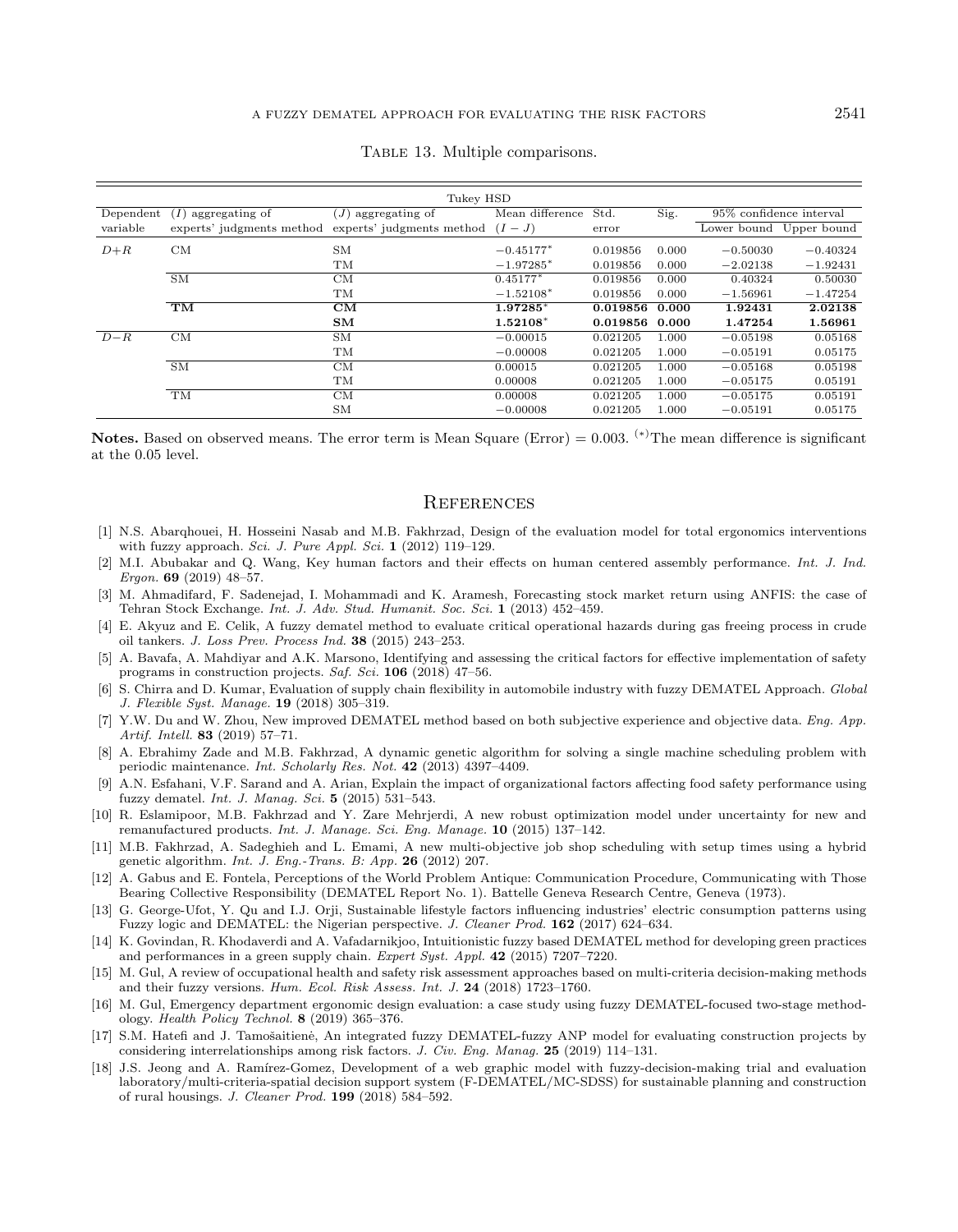Table 13. Multiple comparisons.

| Tukey HSD | | | | | | | |
|---|---|---|---|---|---|---|---|
| Dependent variable | ($I$) aggregating of experts' judgments method | ($J$) aggregating of experts' judgments method | Mean difference ($I-J$) | Std. error | Sig. | 95% confidence interval | |
| | | | | | | Lower bound | Upper bound |
| $D+R$ | CM | SM | $-0.45177^*$ | 0.019856 | 0.000 | $-0.50030$ | $-0.40324$ |
| | | TM | $-1.97285^*$ | 0.019856 | 0.000 | $-2.02138$ | $-1.92431$ |
| | SM | CM | $0.45177^*$ | 0.019856 | 0.000 | 0.40324 | 0.50030 |
| | | TM | $-1.52108^*$ | 0.019856 | 0.000 | $-1.56961$ | $-1.47254$ |
| | **TM** | **CM** | **$1.97285^*$** | **0.019856** | **0.000** | **1.92431** | **2.02138** |
| | | **SM** | **$1.52108^*$** | **0.019856** | **0.000** | **1.47254** | **1.56961** |
| $D-R$ | CM | SM | $-0.00015$ | 0.021205 | 1.000 | $-0.05198$ | 0.05168 |
| | | TM | $-0.00008$ | 0.021205 | 1.000 | $-0.05191$ | 0.05175 |
| | SM | CM | 0.00015 | 0.021205 | 1.000 | $-0.05168$ | 0.05198 |
| | | TM | 0.00008 | 0.021205 | 1.000 | $-0.05175$ | 0.05191 |
| | TM | CM | 0.00008 | 0.021205 | 1.000 | $-0.05175$ | 0.05191 |
| | | SM | $-0.00008$ | 0.021205 | 1.000 | $-0.05191$ | 0.05175 |

**Notes.** Based on observed means. The error term is Mean Square (Error) = 0.003. (*)The mean difference is significant at the 0.05 level.

## References

[1] N.S. Abarqhouei, H. Hosseini Nasab and M.B. Fakhrzad, Design of the evaluation model for total ergonomics interventions with fuzzy approach. *Sci. J. Pure Appl. Sci.* **1** (2012) 119–129.

[2] M.I. Abubakar and Q. Wang, Key human factors and their effects on human centered assembly performance. *Int. J. Ind. Ergon.* **69** (2019) 48–57.

[3] M. Ahmadifard, F. Sadenejad, I. Mohammadi and K. Aramesh, Forecasting stock market return using ANFIS: the case of Tehran Stock Exchange. *Int. J. Adv. Stud. Humanit. Soc. Sci.* **1** (2013) 452–459.

[4] E. Akyuz and E. Celik, A fuzzy dematel method to evaluate critical operational hazards during gas freeing process in crude oil tankers. *J. Loss Prev. Process Ind.* **38** (2015) 243–253.

[5] A. Bavafa, A. Mahdiyar and A.K. Marsono, Identifying and assessing the critical factors for effective implementation of safety programs in construction projects. *Saf. Sci.* **106** (2018) 47–56.

[6] S. Chirra and D. Kumar, Evaluation of supply chain flexibility in automobile industry with fuzzy DEMATEL Approach. *Global J. Flexible Syst. Manage.* **19** (2018) 305–319.

[7] Y.W. Du and W. Zhou, New improved DEMATEL method based on both subjective experience and objective data. *Eng. App. Artif. Intell.* **83** (2019) 57–71.

[8] A. Ebrahimy Zade and M.B. Fakhrzad, A dynamic genetic algorithm for solving a single machine scheduling problem with periodic maintenance. *Int. Scholarly Res. Not.* **42** (2013) 4397–4409.

[9] A.N. Esfahani, V.F. Sarand and A. Arian, Explain the impact of organizational factors affecting food safety performance using fuzzy dematel. *Int. J. Manag. Sci.* **5** (2015) 531–543.

[10] R. Eslamipoor, M.B. Fakhrzad and Y. Zare Mehrjerdi, A new robust optimization model under uncertainty for new and remanufactured products. *Int. J. Manage. Sci. Eng. Manage.* **10** (2015) 137–142.

[11] M.B. Fakhrzad, A. Sadeghieh and L. Emami, A new multi-objective job shop scheduling with setup times using a hybrid genetic algorithm. *Int. J. Eng.-Trans. B: App.* **26** (2012) 207.

[12] A. Gabus and E. Fontela, Perceptions of the World Problem Antique: Communication Procedure, Communicating with Those Bearing Collective Responsibility (DEMATEL Report No. 1). Battelle Geneva Research Centre, Geneva (1973).

[13] G. George-Ufot, Y. Qu and I.J. Orji, Sustainable lifestyle factors influencing industries' electric consumption patterns using Fuzzy logic and DEMATEL: the Nigerian perspective. *J. Cleaner Prod.* **162** (2017) 624–634.

[14] K. Govindan, R. Khodaverdi and A. Vafadarnikjoo, Intuitionistic fuzzy based DEMATEL method for developing green practices and performances in a green supply chain. *Expert Syst. Appl.* **42** (2015) 7207–7220.

[15] M. Gul, A review of occupational health and safety risk assessment approaches based on multi-criteria decision-making methods and their fuzzy versions. *Hum. Ecol. Risk Assess. Int. J.* **24** (2018) 1723–1760.

[16] M. Gul, Emergency department ergonomic design evaluation: a case study using fuzzy DEMATEL-focused two-stage methodology. *Health Policy Technol.* **8** (2019) 365–376.

[17] S.M. Hatefi and J. Tamošaitienė, An integrated fuzzy DEMATEL-fuzzy ANP model for evaluating construction projects by considering interrelationships among risk factors. *J. Civ. Eng. Manag.* **25** (2019) 114–131.

[18] J.S. Jeong and A. Ramírez-Gomez, Development of a web graphic model with fuzzy-decision-making trial and evaluation laboratory/multi-criteria-spatial decision support system (F-DEMATEL/MC-SDSS) for sustainable planning and construction of rural housings. *J. Cleaner Prod.* **199** (2018) 584–592.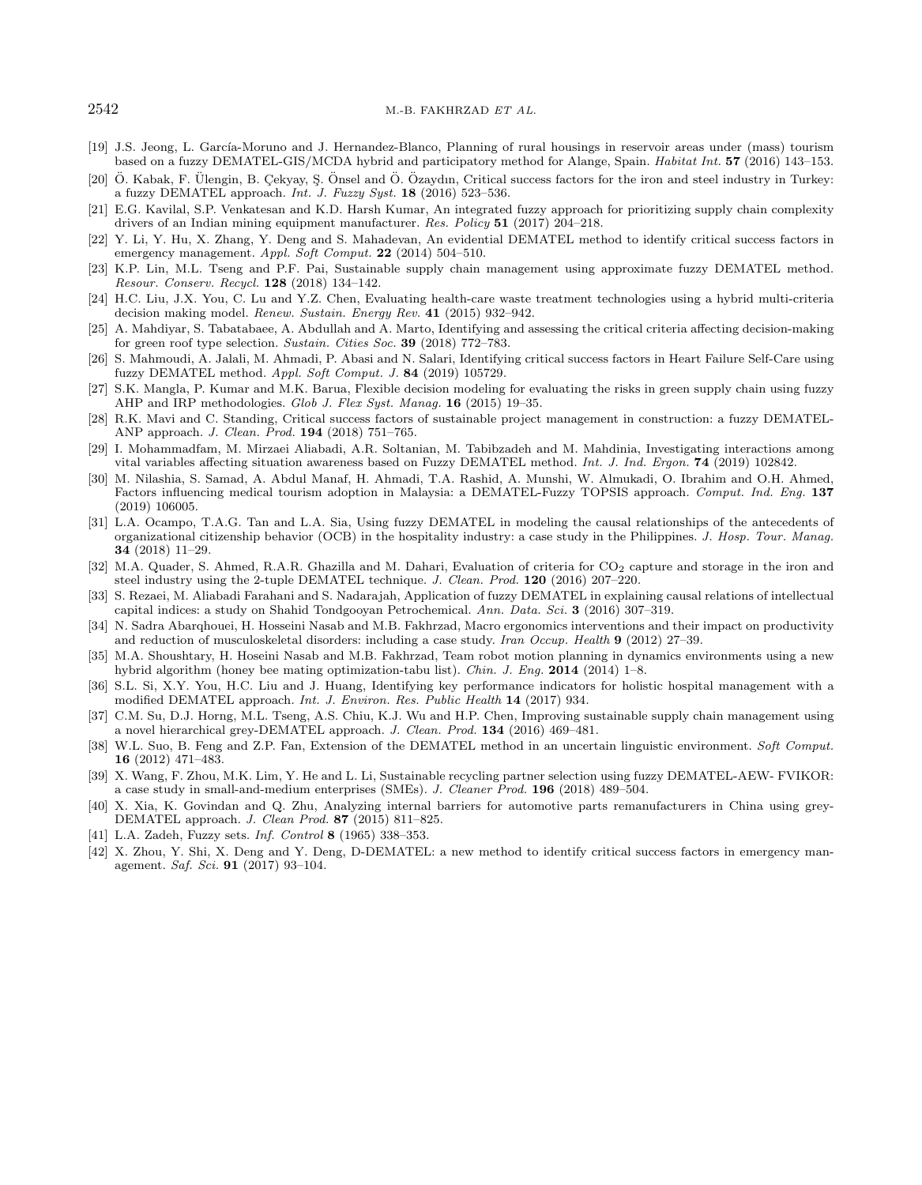[19] J.S. Jeong, L. García-Moruno and J. Hernandez-Blanco, Planning of rural housings in reservoir areas under (mass) tourism based on a fuzzy DEMATEL-GIS/MCDA hybrid and participatory method for Alange, Spain. *Habitat Int.* **57** (2016) 143–153.

[20] Ö. Kabak, F. Ülengin, B. Çekyay, Ş. Önsel and Ö. Özaydın, Critical success factors for the iron and steel industry in Turkey: a fuzzy DEMATEL approach. *Int. J. Fuzzy Syst.* **18** (2016) 523–536.

[21] E.G. Kavilal, S.P. Venkatesan and K.D. Harsh Kumar, An integrated fuzzy approach for prioritizing supply chain complexity drivers of an Indian mining equipment manufacturer. *Res. Policy* **51** (2017) 204–218.

[22] Y. Li, Y. Hu, X. Zhang, Y. Deng and S. Mahadevan, An evidential DEMATEL method to identify critical success factors in emergency management. *Appl. Soft Comput.* **22** (2014) 504–510.

[23] K.P. Lin, M.L. Tseng and P.F. Pai, Sustainable supply chain management using approximate fuzzy DEMATEL method. *Resour. Conserv. Recycl.* **128** (2018) 134–142.

[24] H.C. Liu, J.X. You, C. Lu and Y.Z. Chen, Evaluating health-care waste treatment technologies using a hybrid multi-criteria decision making model. *Renew. Sustain. Energy Rev.* **41** (2015) 932–942.

[25] A. Mahdiyar, S. Tabatabaee, A. Abdullah and A. Marto, Identifying and assessing the critical criteria affecting decision-making for green roof type selection. *Sustain. Cities Soc.* **39** (2018) 772–783.

[26] S. Mahmoudi, A. Jalali, M. Ahmadi, P. Abasi and N. Salari, Identifying critical success factors in Heart Failure Self-Care using fuzzy DEMATEL method. *Appl. Soft Comput. J.* **84** (2019) 105729.

[27] S.K. Mangla, P. Kumar and M.K. Barua, Flexible decision modeling for evaluating the risks in green supply chain using fuzzy AHP and IRP methodologies. *Glob J. Flex Syst. Manag.* **16** (2015) 19–35.

[28] R.K. Mavi and C. Standing, Critical success factors of sustainable project management in construction: a fuzzy DEMATEL-ANP approach. *J. Clean. Prod.* **194** (2018) 751–765.

[29] I. Mohammadfam, M. Mirzaei Aliabadi, A.R. Soltanian, M. Tabibzadeh and M. Mahdinia, Investigating interactions among vital variables affecting situation awareness based on Fuzzy DEMATEL method. *Int. J. Ind. Ergon.* **74** (2019) 102842.

[30] M. Nilashia, S. Samad, A. Abdul Manaf, H. Ahmadi, T.A. Rashid, A. Munshi, W. Almukadi, O. Ibrahim and O.H. Ahmed, Factors influencing medical tourism adoption in Malaysia: a DEMATEL-Fuzzy TOPSIS approach. *Comput. Ind. Eng.* **137** (2019) 106005.

[31] L.A. Ocampo, T.A.G. Tan and L.A. Sia, Using fuzzy DEMATEL in modeling the causal relationships of the antecedents of organizational citizenship behavior (OCB) in the hospitality industry: a case study in the Philippines. *J. Hosp. Tour. Manag.* **34** (2018) 11–29.

[32] M.A. Quader, S. Ahmed, R.A.R. Ghazilla and M. Dahari, Evaluation of criteria for $CO_2$ capture and storage in the iron and steel industry using the 2-tuple DEMATEL technique. *J. Clean. Prod.* **120** (2016) 207–220.

[33] S. Rezaei, M. Aliabadi Farahani and S. Nadarajah, Application of fuzzy DEMATEL in explaining causal relations of intellectual capital indices: a study on Shahid Tondgooyan Petrochemical. *Ann. Data. Sci.* **3** (2016) 307–319.

[34] N. Sadra Abarqhouei, H. Hosseini Nasab and M.B. Fakhrzad, Macro ergonomics interventions and their impact on productivity and reduction of musculoskeletal disorders: including a case study. *Iran Occup. Health* **9** (2012) 27–39.

[35] M.A. Shoushtary, H. Hoseini Nasab and M.B. Fakhrzad, Team robot motion planning in dynamics environments using a new hybrid algorithm (honey bee mating optimization-tabu list). *Chin. J. Eng.* **2014** (2014) 1–8.

[36] S.L. Si, X.Y. You, H.C. Liu and J. Huang, Identifying key performance indicators for holistic hospital management with a modified DEMATEL approach. *Int. J. Environ. Res. Public Health* **14** (2017) 934.

[37] C.M. Su, D.J. Horng, M.L. Tseng, A.S. Chiu, K.J. Wu and H.P. Chen, Improving sustainable supply chain management using a novel hierarchical grey-DEMATEL approach. *J. Clean. Prod.* **134** (2016) 469–481.

[38] W.L. Suo, B. Feng and Z.P. Fan, Extension of the DEMATEL method in an uncertain linguistic environment. *Soft Comput.* **16** (2012) 471–483.

[39] X. Wang, F. Zhou, M.K. Lim, Y. He and L. Li, Sustainable recycling partner selection using fuzzy DEMATEL-AEW- FVIKOR: a case study in small-and-medium enterprises (SMEs). *J. Cleaner Prod.* **196** (2018) 489–504.

[40] X. Xia, K. Govindan and Q. Zhu, Analyzing internal barriers for automotive parts remanufacturers in China using grey-DEMATEL approach. *J. Clean Prod.* **87** (2015) 811–825.

[41] L.A. Zadeh, Fuzzy sets. *Inf. Control* **8** (1965) 338–353.

[42] X. Zhou, Y. Shi, X. Deng and Y. Deng, D-DEMATEL: a new method to identify critical success factors in emergency management. *Saf. Sci.* **91** (2017) 93–104.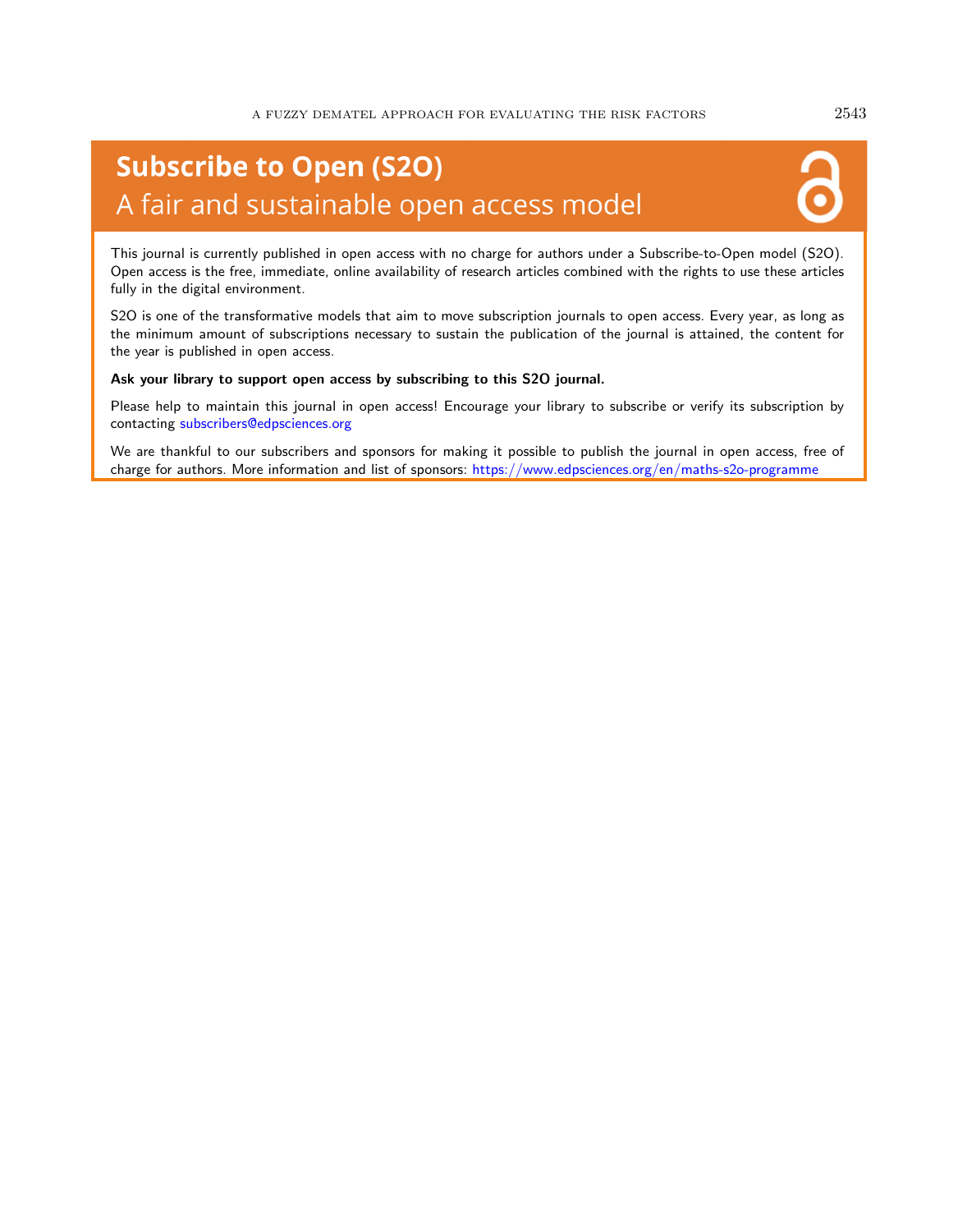# Subscribe to Open (S2O)

## A fair and sustainable open access model

This journal is currently published in open access with no charge for authors under a Subscribe-to-Open model (S2O). Open access is the free, immediate, online availability of research articles combined with the rights to use these articles fully in the digital environment.

S2O is one of the transformative models that aim to move subscription journals to open access. Every year, as long as the minimum amount of subscriptions necessary to sustain the publication of the journal is attained, the content for the year is published in open access.

**Ask your library to support open access by subscribing to this S2O journal.**

Please help to maintain this journal in open access! Encourage your library to subscribe or verify its subscription by contacting subscribers@edpsciences.org

We are thankful to our subscribers and sponsors for making it possible to publish the journal in open access, free of charge for authors. More information and list of sponsors: https://www.edpsciences.org/en/maths-s2o-programme